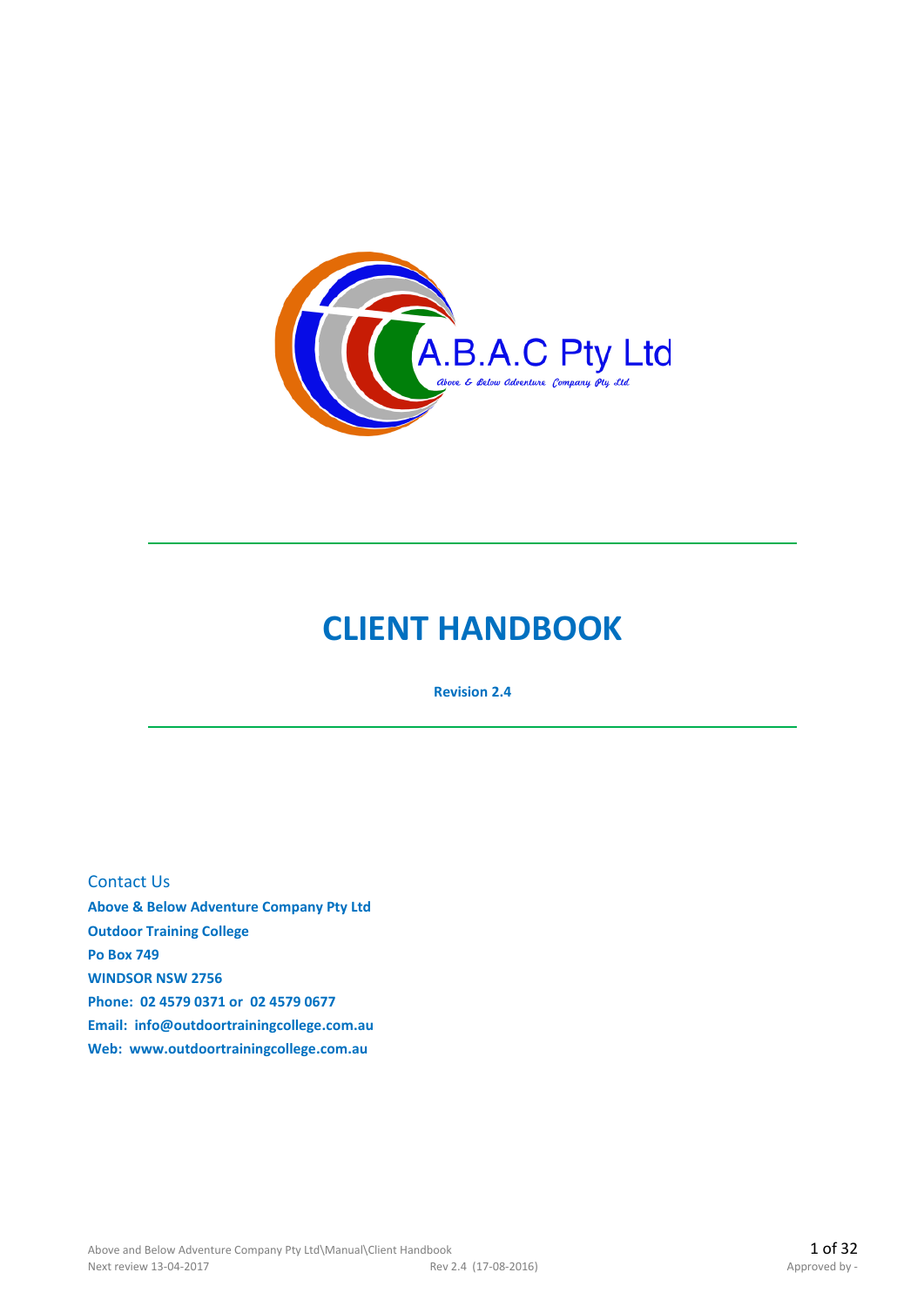A.B.A.C Pty Ltd

Above & Below Adventure Company Pty Ltd

# CLIENT HANDBOOK

**Revision 2.4**

Contact Us

**Above & Below Adventure Company Pty Ltd**
**Outdoor Training College**
**Po Box 749**
**WINDSOR NSW 2756**
**Phone: 02 4579 0371 or 02 4579 0677**
**Email: info@outdoortrainingcollege.com.au**
**Web: www.outdoortrainingcollege.com.au**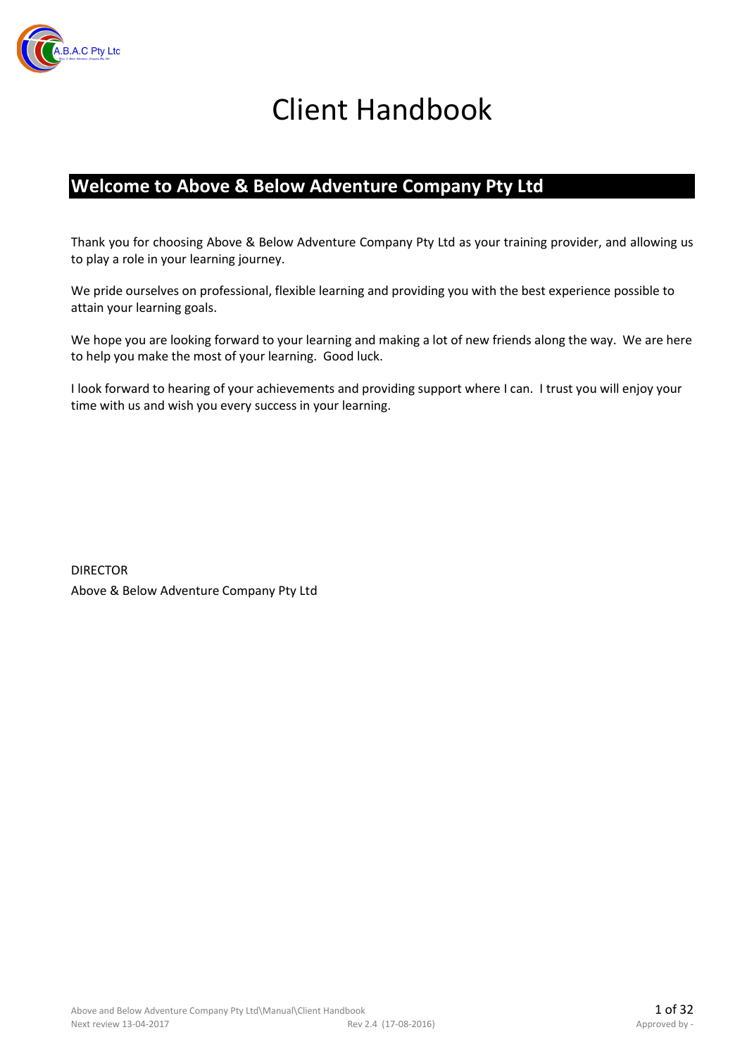# Client Handbook

## Welcome to Above & Below Adventure Company Pty Ltd

Thank you for choosing Above & Below Adventure Company Pty Ltd as your training provider, and allowing us to play a role in your learning journey.

We pride ourselves on professional, flexible learning and providing you with the best experience possible to attain your learning goals.

We hope you are looking forward to your learning and making a lot of new friends along the way. We are here to help you make the most of your learning. Good luck.

I look forward to hearing of your achievements and providing support where I can. I trust you will enjoy your time with us and wish you every success in your learning.

DIRECTOR
Above & Below Adventure Company Pty Ltd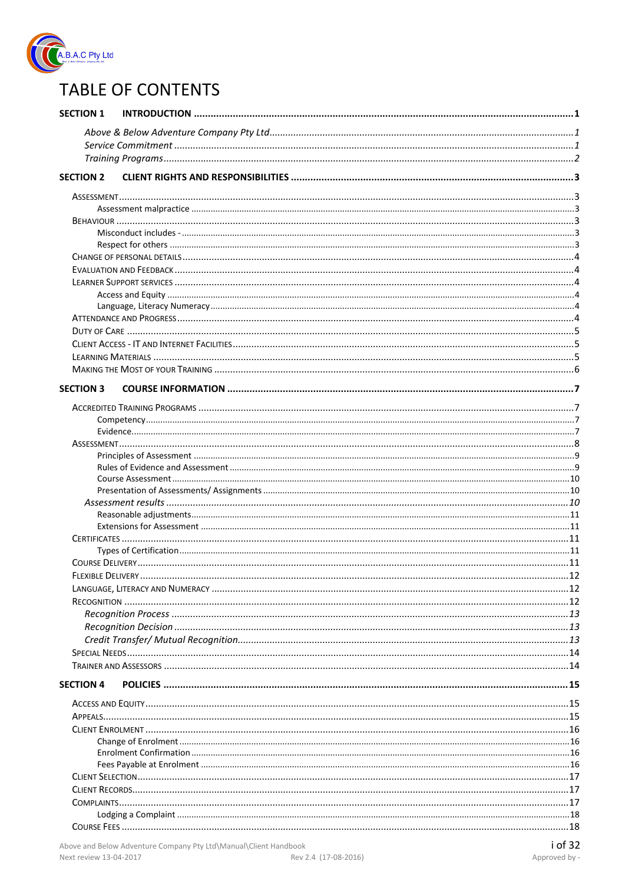# TABLE OF CONTENTS

**SECTION 1 INTRODUCTION** .......... 1

- *Above & Below Adventure Company Pty Ltd* .......... 1
- *Service Commitment* .......... 1
- *Training Programs* .......... 2

**SECTION 2 CLIENT RIGHTS AND RESPONSIBILITIES** .......... 3

- Assessment .......... 3
  - Assessment malpractice .......... 3
- Behaviour .......... 3
  - Misconduct includes - .......... 3
  - Respect for others .......... 3
- Change of personal details .......... 4
- Evaluation and Feedback .......... 4
- Learner Support services .......... 4
  - Access and Equity .......... 4
  - Language, Literacy Numeracy .......... 4
- Attendance and Progress .......... 4
- Duty of Care .......... 5
- Client Access - IT and Internet Facilities .......... 5
- Learning Materials .......... 5
- Making the Most of your Training .......... 6

**SECTION 3 COURSE INFORMATION** .......... 7

- Accredited Training Programs .......... 7
  - Competency .......... 7
  - Evidence .......... 7
- Assessment .......... 8
  - Principles of Assessment .......... 9
  - Rules of Evidence and Assessment .......... 9
  - Course Assessment .......... 10
  - Presentation of Assessments/ Assignments .......... 10
- *Assessment results* .......... 10
  - Reasonable adjustments .......... 11
  - Extensions for Assessment .......... 11
- Certificates .......... 11
  - Types of Certification .......... 11
- Course Delivery .......... 11
- Flexible Delivery .......... 12
- Language, Literacy and Numeracy .......... 12
- Recognition .......... 12
- *Recognition Process* .......... 13
- *Recognition Decision* .......... 13
- *Credit Transfer/ Mutual Recognition* .......... 13
- Special Needs .......... 14
- Trainer and Assessors .......... 14

**SECTION 4 POLICIES** .......... 15

- Access and Equity .......... 15
- Appeals .......... 15
- Client Enrolment .......... 16
  - Change of Enrolment .......... 16
  - Enrolment Confirmation .......... 16
  - Fees Payable at Enrolment .......... 16
- Client Selection .......... 17
- Client Records .......... 17
- Complaints .......... 17
  - Lodging a Complaint .......... 18
- Course Fees .......... 18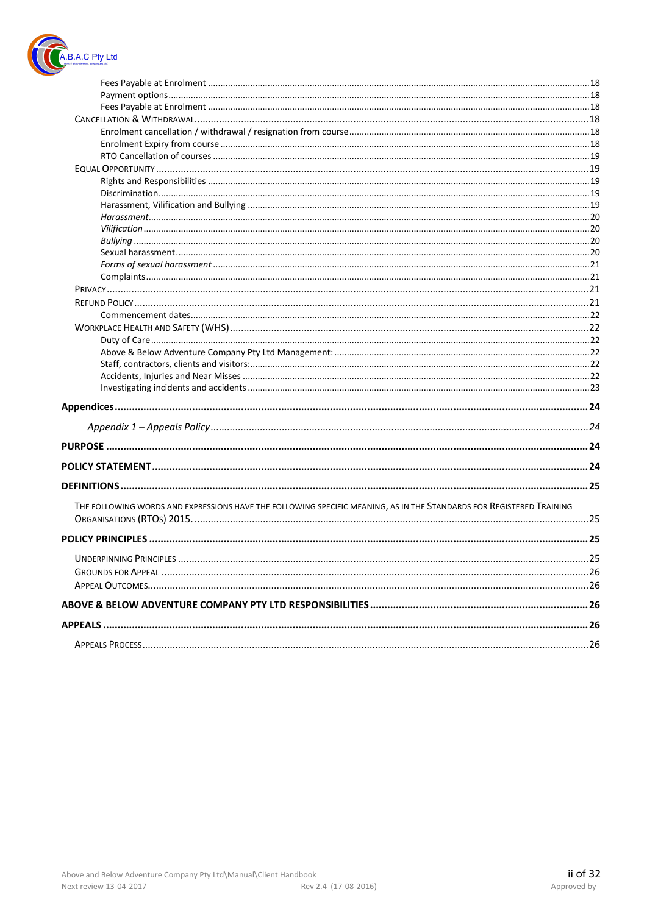Fees Payable at Enrolment ....18
Payment options ....18
Fees Payable at Enrolment ....18
CANCELLATION & WITHDRAWAL ....18
Enrolment cancellation / withdrawal / resignation from course ....18
Enrolment Expiry from course ....18
RTO Cancellation of courses ....19
EQUAL OPPORTUNITY ....19
Rights and Responsibilities ....19
Discrimination ....19
Harassment, Vilification and Bullying ....19
*Harassment* ....20
*Vilification* ....20
*Bullying* ....20
Sexual harassment ....20
*Forms of sexual harassment* ....21
Complaints ....21
PRIVACY ....21
REFUND POLICY ....21
Commencement dates ....22
WORKPLACE HEALTH AND SAFETY (WHS) ....22
Duty of Care ....22
Above & Below Adventure Company Pty Ltd Management: ....22
Staff, contractors, clients and visitors: ....22
Accidents, Injuries and Near Misses ....22
Investigating incidents and accidents ....23

**Appendices ....24**

*Appendix 1 – Appeals Policy ....24*

**PURPOSE ....24**

**POLICY STATEMENT ....24**

**DEFINITIONS ....25**

THE FOLLOWING WORDS AND EXPRESSIONS HAVE THE FOLLOWING SPECIFIC MEANING, AS IN THE STANDARDS FOR REGISTERED TRAINING ORGANISATIONS (RTOS) 2015. ....25

**POLICY PRINCIPLES ....25**

UNDERPINNING PRINCIPLES ....25
GROUNDS FOR APPEAL ....26
APPEAL OUTCOMES ....26

**ABOVE & BELOW ADVENTURE COMPANY PTY LTD RESPONSIBILITIES ....26**

**APPEALS ....26**

APPEALS PROCESS ....26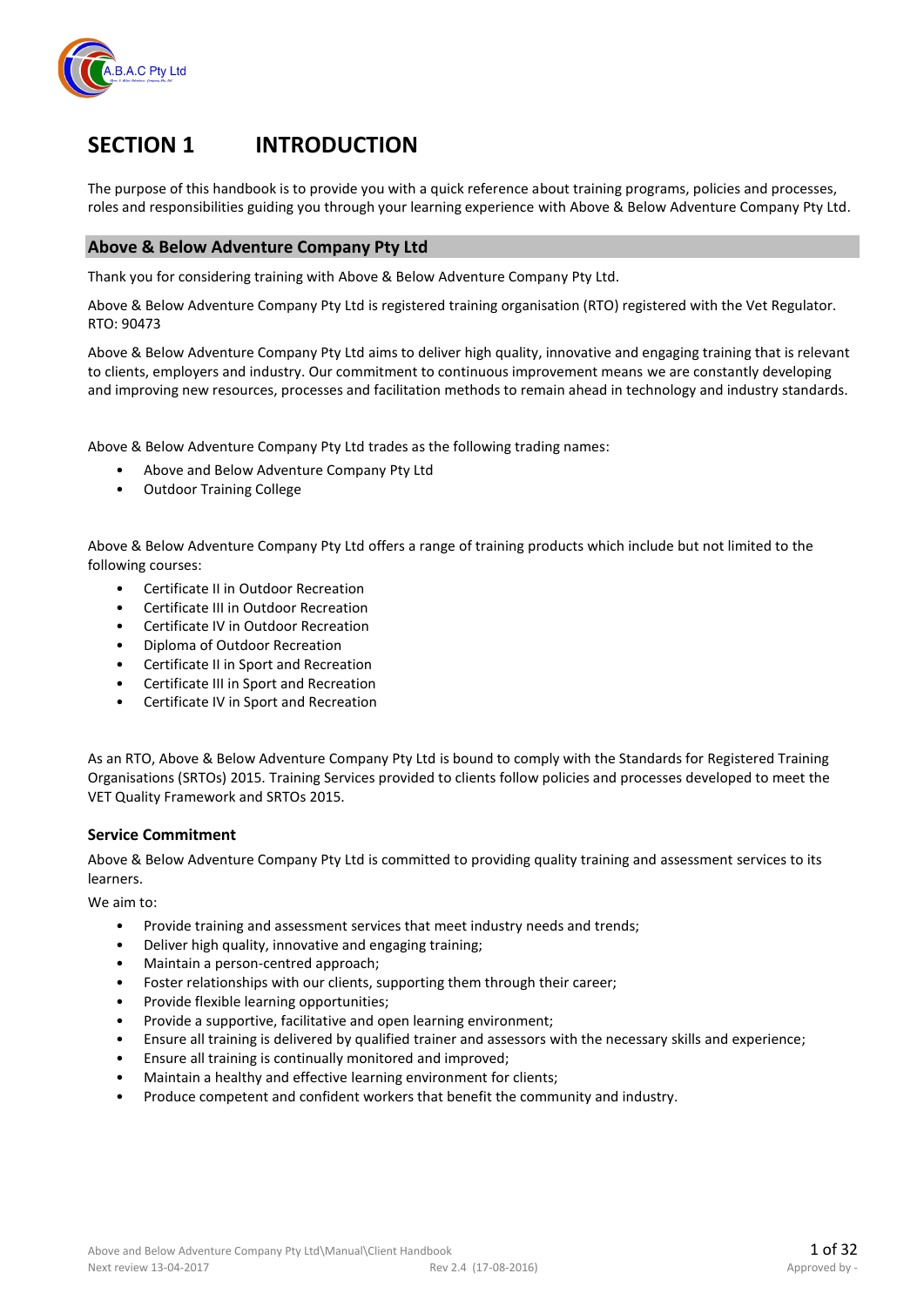# SECTION 1 INTRODUCTION

The purpose of this handbook is to provide you with a quick reference about training programs, policies and processes, roles and responsibilities guiding you through your learning experience with Above & Below Adventure Company Pty Ltd.

## Above & Below Adventure Company Pty Ltd

Thank you for considering training with Above & Below Adventure Company Pty Ltd.

Above & Below Adventure Company Pty Ltd is registered training organisation (RTO) registered with the Vet Regulator. RTO: 90473

Above & Below Adventure Company Pty Ltd aims to deliver high quality, innovative and engaging training that is relevant to clients, employers and industry. Our commitment to continuous improvement means we are constantly developing and improving new resources, processes and facilitation methods to remain ahead in technology and industry standards.

Above & Below Adventure Company Pty Ltd trades as the following trading names:

- Above and Below Adventure Company Pty Ltd
- Outdoor Training College

Above & Below Adventure Company Pty Ltd offers a range of training products which include but not limited to the following courses:

- Certificate II in Outdoor Recreation
- Certificate III in Outdoor Recreation
- Certificate IV in Outdoor Recreation
- Diploma of Outdoor Recreation
- Certificate II in Sport and Recreation
- Certificate III in Sport and Recreation
- Certificate IV in Sport and Recreation

As an RTO, Above & Below Adventure Company Pty Ltd is bound to comply with the Standards for Registered Training Organisations (SRTOs) 2015. Training Services provided to clients follow policies and processes developed to meet the VET Quality Framework and SRTOs 2015.

### Service Commitment

Above & Below Adventure Company Pty Ltd is committed to providing quality training and assessment services to its learners.

We aim to:

- Provide training and assessment services that meet industry needs and trends;
- Deliver high quality, innovative and engaging training;
- Maintain a person-centred approach;
- Foster relationships with our clients, supporting them through their career;
- Provide flexible learning opportunities;
- Provide a supportive, facilitative and open learning environment;
- Ensure all training is delivered by qualified trainer and assessors with the necessary skills and experience;
- Ensure all training is continually monitored and improved;
- Maintain a healthy and effective learning environment for clients;
- Produce competent and confident workers that benefit the community and industry.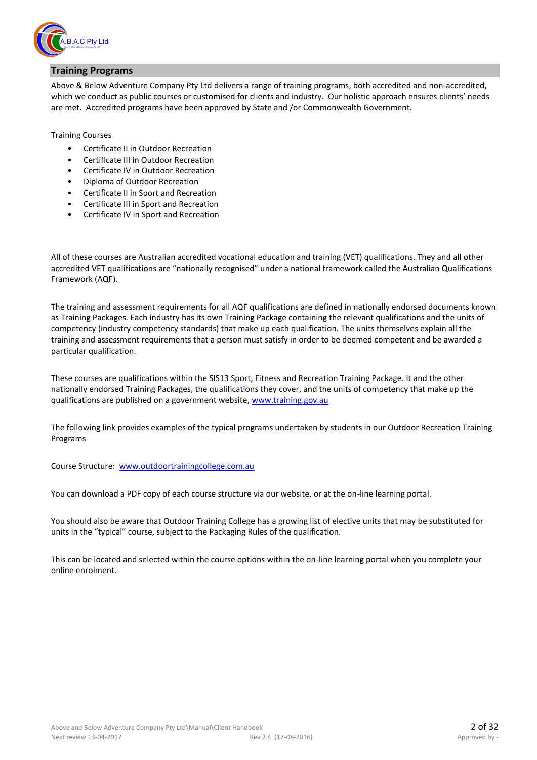## Training Programs

Above & Below Adventure Company Pty Ltd delivers a range of training programs, both accredited and non-accredited, which we conduct as public courses or customised for clients and industry. Our holistic approach ensures clients' needs are met. Accredited programs have been approved by State and /or Commonwealth Government.

Training Courses

- Certificate II in Outdoor Recreation
- Certificate III in Outdoor Recreation
- Certificate IV in Outdoor Recreation
- Diploma of Outdoor Recreation
- Certificate II in Sport and Recreation
- Certificate III in Sport and Recreation
- Certificate IV in Sport and Recreation

All of these courses are Australian accredited vocational education and training (VET) qualifications. They and all other accredited VET qualifications are "nationally recognised" under a national framework called the Australian Qualifications Framework (AQF).

The training and assessment requirements for all AQF qualifications are defined in nationally endorsed documents known as Training Packages. Each industry has its own Training Package containing the relevant qualifications and the units of competency (industry competency standards) that make up each qualification. The units themselves explain all the training and assessment requirements that a person must satisfy in order to be deemed competent and be awarded a particular qualification.

These courses are qualifications within the SIS13 Sport, Fitness and Recreation Training Package. It and the other nationally endorsed Training Packages, the qualifications they cover, and the units of competency that make up the qualifications are published on a government website, [www.training.gov.au](http://www.training.gov.au)

The following link provides examples of the typical programs undertaken by students in our Outdoor Recreation Training Programs

Course Structure: [www.outdoortrainingcollege.com.au](http://www.outdoortrainingcollege.com.au)

You can download a PDF copy of each course structure via our website, or at the on-line learning portal.

You should also be aware that Outdoor Training College has a growing list of elective units that may be substituted for units in the "typical" course, subject to the Packaging Rules of the qualification.

This can be located and selected within the course options within the on-line learning portal when you complete your online enrolment.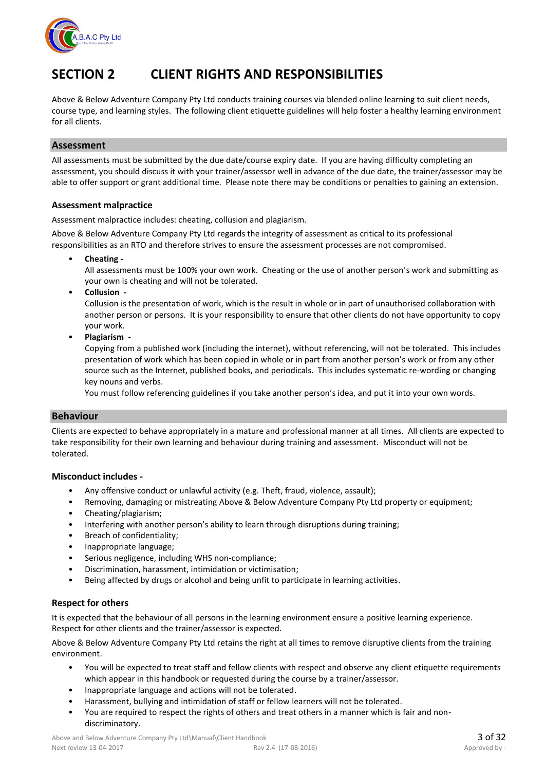# SECTION 2 CLIENT RIGHTS AND RESPONSIBILITIES

Above & Below Adventure Company Pty Ltd conducts training courses via blended online learning to suit client needs, course type, and learning styles. The following client etiquette guidelines will help foster a healthy learning environment for all clients.

## Assessment

All assessments must be submitted by the due date/course expiry date. If you are having difficulty completing an assessment, you should discuss it with your trainer/assessor well in advance of the due date, the trainer/assessor may be able to offer support or grant additional time. Please note there may be conditions or penalties to gaining an extension.

### Assessment malpractice

Assessment malpractice includes: cheating, collusion and plagiarism.

Above & Below Adventure Company Pty Ltd regards the integrity of assessment as critical to its professional responsibilities as an RTO and therefore strives to ensure the assessment processes are not compromised.

- **Cheating -**
  All assessments must be 100% your own work. Cheating or the use of another person's work and submitting as your own is cheating and will not be tolerated.
- **Collusion -**
  Collusion is the presentation of work, which is the result in whole or in part of unauthorised collaboration with another person or persons. It is your responsibility to ensure that other clients do not have opportunity to copy your work.
- **Plagiarism -**
  Copying from a published work (including the internet), without referencing, will not be tolerated. This includes presentation of work which has been copied in whole or in part from another person's work or from any other source such as the Internet, published books, and periodicals. This includes systematic re-wording or changing key nouns and verbs.
  You must follow referencing guidelines if you take another person's idea, and put it into your own words.

## Behaviour

Clients are expected to behave appropriately in a mature and professional manner at all times. All clients are expected to take responsibility for their own learning and behaviour during training and assessment. Misconduct will not be tolerated.

### Misconduct includes -

- Any offensive conduct or unlawful activity (e.g. Theft, fraud, violence, assault);
- Removing, damaging or mistreating Above & Below Adventure Company Pty Ltd property or equipment;
- Cheating/plagiarism;
- Interfering with another person's ability to learn through disruptions during training;
- Breach of confidentiality;
- Inappropriate language;
- Serious negligence, including WHS non-compliance;
- Discrimination, harassment, intimidation or victimisation;
- Being affected by drugs or alcohol and being unfit to participate in learning activities.

### Respect for others

It is expected that the behaviour of all persons in the learning environment ensure a positive learning experience. Respect for other clients and the trainer/assessor is expected.

Above & Below Adventure Company Pty Ltd retains the right at all times to remove disruptive clients from the training environment.

- You will be expected to treat staff and fellow clients with respect and observe any client etiquette requirements which appear in this handbook or requested during the course by a trainer/assessor.
- Inappropriate language and actions will not be tolerated.
- Harassment, bullying and intimidation of staff or fellow learners will not be tolerated.
- You are required to respect the rights of others and treat others in a manner which is fair and non-discriminatory.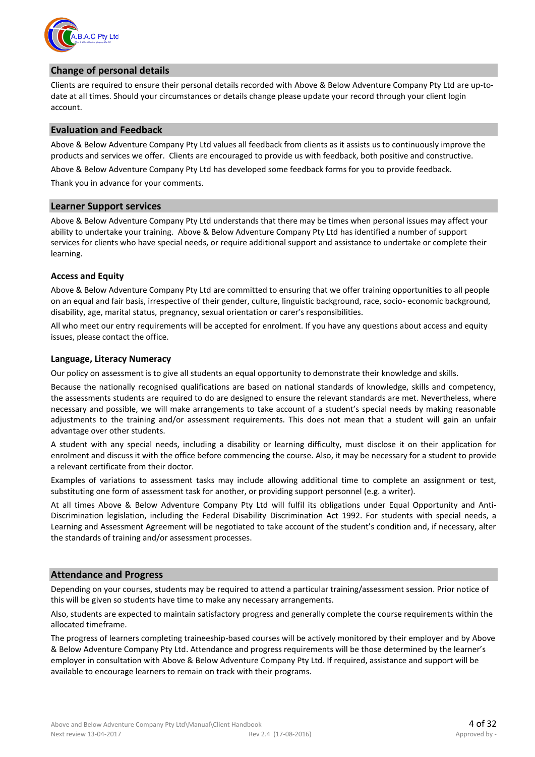## Change of personal details

Clients are required to ensure their personal details recorded with Above & Below Adventure Company Pty Ltd are up-to-date at all times. Should your circumstances or details change please update your record through your client login account.

## Evaluation and Feedback

Above & Below Adventure Company Pty Ltd values all feedback from clients as it assists us to continuously improve the products and services we offer. Clients are encouraged to provide us with feedback, both positive and constructive.

Above & Below Adventure Company Pty Ltd has developed some feedback forms for you to provide feedback.

Thank you in advance for your comments.

## Learner Support services

Above & Below Adventure Company Pty Ltd understands that there may be times when personal issues may affect your ability to undertake your training. Above & Below Adventure Company Pty Ltd has identified a number of support services for clients who have special needs, or require additional support and assistance to undertake or complete their learning.

### Access and Equity

Above & Below Adventure Company Pty Ltd are committed to ensuring that we offer training opportunities to all people on an equal and fair basis, irrespective of their gender, culture, linguistic background, race, socio- economic background, disability, age, marital status, pregnancy, sexual orientation or carer's responsibilities.

All who meet our entry requirements will be accepted for enrolment. If you have any questions about access and equity issues, please contact the office.

### Language, Literacy Numeracy

Our policy on assessment is to give all students an equal opportunity to demonstrate their knowledge and skills.

Because the nationally recognised qualifications are based on national standards of knowledge, skills and competency, the assessments students are required to do are designed to ensure the relevant standards are met. Nevertheless, where necessary and possible, we will make arrangements to take account of a student's special needs by making reasonable adjustments to the training and/or assessment requirements. This does not mean that a student will gain an unfair advantage over other students.

A student with any special needs, including a disability or learning difficulty, must disclose it on their application for enrolment and discuss it with the office before commencing the course. Also, it may be necessary for a student to provide a relevant certificate from their doctor.

Examples of variations to assessment tasks may include allowing additional time to complete an assignment or test, substituting one form of assessment task for another, or providing support personnel (e.g. a writer).

At all times Above & Below Adventure Company Pty Ltd will fulfil its obligations under Equal Opportunity and Anti-Discrimination legislation, including the Federal Disability Discrimination Act 1992. For students with special needs, a Learning and Assessment Agreement will be negotiated to take account of the student's condition and, if necessary, alter the standards of training and/or assessment processes.

## Attendance and Progress

Depending on your courses, students may be required to attend a particular training/assessment session. Prior notice of this will be given so students have time to make any necessary arrangements.

Also, students are expected to maintain satisfactory progress and generally complete the course requirements within the allocated timeframe.

The progress of learners completing traineeship-based courses will be actively monitored by their employer and by Above & Below Adventure Company Pty Ltd. Attendance and progress requirements will be those determined by the learner's employer in consultation with Above & Below Adventure Company Pty Ltd. If required, assistance and support will be available to encourage learners to remain on track with their programs.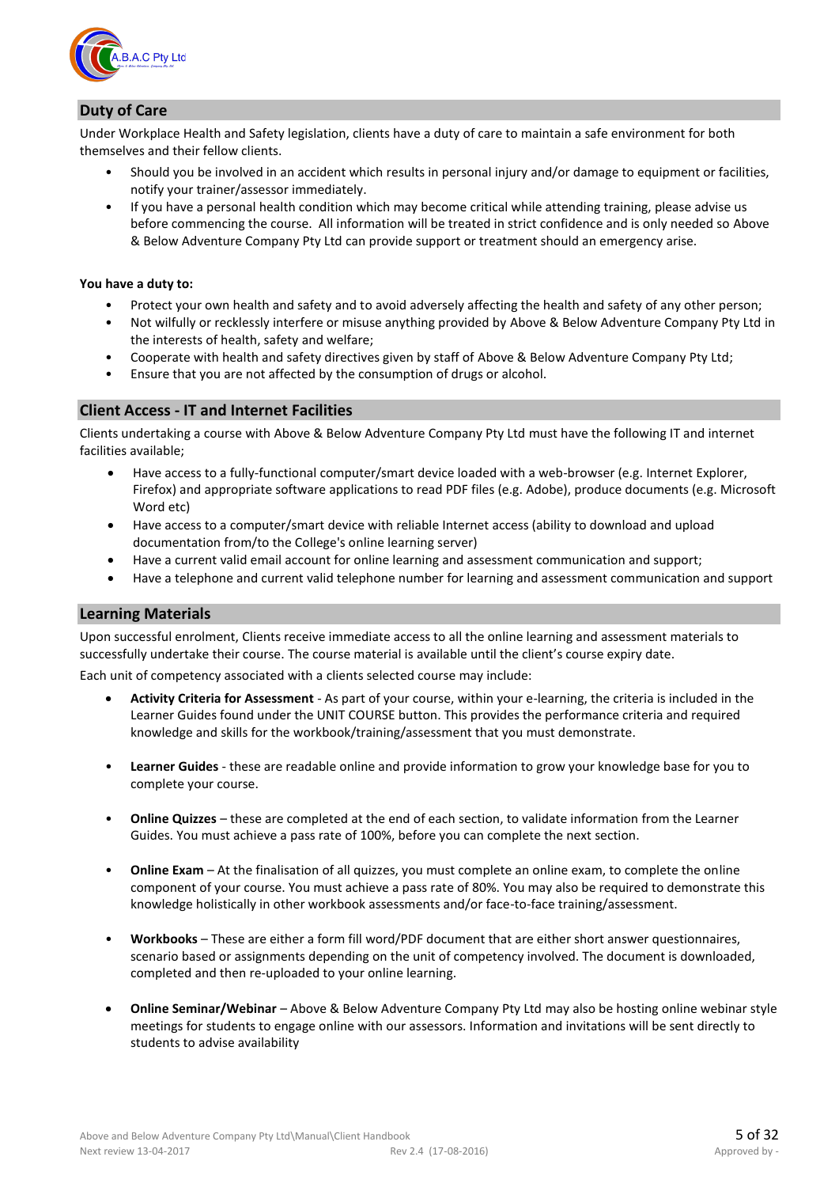## Duty of Care

Under Workplace Health and Safety legislation, clients have a duty of care to maintain a safe environment for both themselves and their fellow clients.

- Should you be involved in an accident which results in personal injury and/or damage to equipment or facilities, notify your trainer/assessor immediately.
- If you have a personal health condition which may become critical while attending training, please advise us before commencing the course. All information will be treated in strict confidence and is only needed so Above & Below Adventure Company Pty Ltd can provide support or treatment should an emergency arise.

**You have a duty to:**

- Protect your own health and safety and to avoid adversely affecting the health and safety of any other person;
- Not wilfully or recklessly interfere or misuse anything provided by Above & Below Adventure Company Pty Ltd in the interests of health, safety and welfare;
- Cooperate with health and safety directives given by staff of Above & Below Adventure Company Pty Ltd;
- Ensure that you are not affected by the consumption of drugs or alcohol.

## Client Access - IT and Internet Facilities

Clients undertaking a course with Above & Below Adventure Company Pty Ltd must have the following IT and internet facilities available;

- Have access to a fully-functional computer/smart device loaded with a web-browser (e.g. Internet Explorer, Firefox) and appropriate software applications to read PDF files (e.g. Adobe), produce documents (e.g. Microsoft Word etc)
- Have access to a computer/smart device with reliable Internet access (ability to download and upload documentation from/to the College's online learning server)
- Have a current valid email account for online learning and assessment communication and support;
- Have a telephone and current valid telephone number for learning and assessment communication and support

## Learning Materials

Upon successful enrolment, Clients receive immediate access to all the online learning and assessment materials to successfully undertake their course. The course material is available until the client's course expiry date.

Each unit of competency associated with a clients selected course may include:

- **Activity Criteria for Assessment** - As part of your course, within your e-learning, the criteria is included in the Learner Guides found under the UNIT COURSE button. This provides the performance criteria and required knowledge and skills for the workbook/training/assessment that you must demonstrate.

- **Learner Guides** - these are readable online and provide information to grow your knowledge base for you to complete your course.

- **Online Quizzes** – these are completed at the end of each section, to validate information from the Learner Guides. You must achieve a pass rate of 100%, before you can complete the next section.

- **Online Exam** – At the finalisation of all quizzes, you must complete an online exam, to complete the online component of your course. You must achieve a pass rate of 80%. You may also be required to demonstrate this knowledge holistically in other workbook assessments and/or face-to-face training/assessment.

- **Workbooks** – These are either a form fill word/PDF document that are either short answer questionnaires, scenario based or assignments depending on the unit of competency involved. The document is downloaded, completed and then re-uploaded to your online learning.

- **Online Seminar/Webinar** – Above & Below Adventure Company Pty Ltd may also be hosting online webinar style meetings for students to engage online with our assessors. Information and invitations will be sent directly to students to advise availability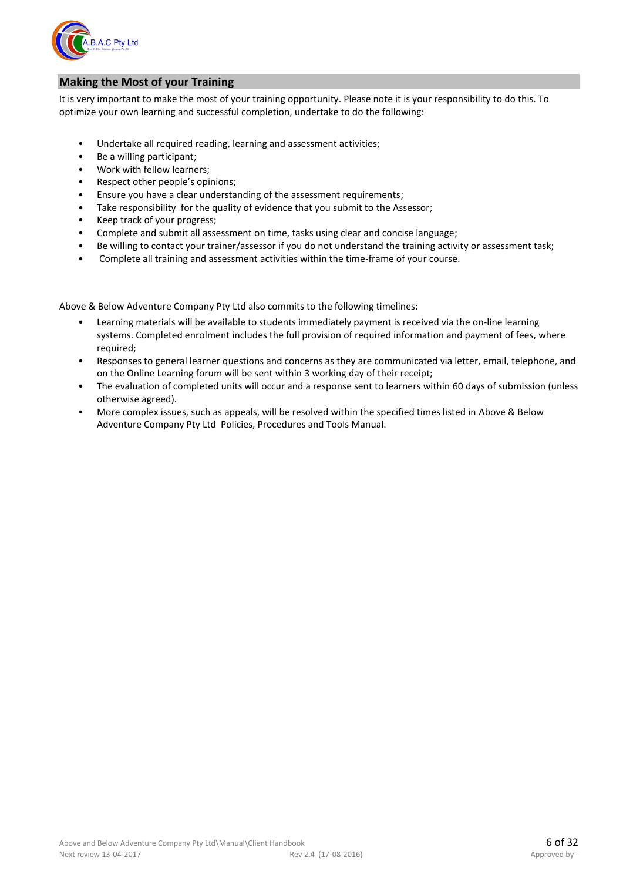## Making the Most of your Training

It is very important to make the most of your training opportunity. Please note it is your responsibility to do this. To optimize your own learning and successful completion, undertake to do the following:

- Undertake all required reading, learning and assessment activities;
- Be a willing participant;
- Work with fellow learners;
- Respect other people's opinions;
- Ensure you have a clear understanding of the assessment requirements;
- Take responsibility for the quality of evidence that you submit to the Assessor;
- Keep track of your progress;
- Complete and submit all assessment on time, tasks using clear and concise language;
- Be willing to contact your trainer/assessor if you do not understand the training activity or assessment task;
- Complete all training and assessment activities within the time-frame of your course.

Above & Below Adventure Company Pty Ltd also commits to the following timelines:

- Learning materials will be available to students immediately payment is received via the on-line learning systems. Completed enrolment includes the full provision of required information and payment of fees, where required;
- Responses to general learner questions and concerns as they are communicated via letter, email, telephone, and on the Online Learning forum will be sent within 3 working day of their receipt;
- The evaluation of completed units will occur and a response sent to learners within 60 days of submission (unless otherwise agreed).
- More complex issues, such as appeals, will be resolved within the specified times listed in Above & Below Adventure Company Pty Ltd Policies, Procedures and Tools Manual.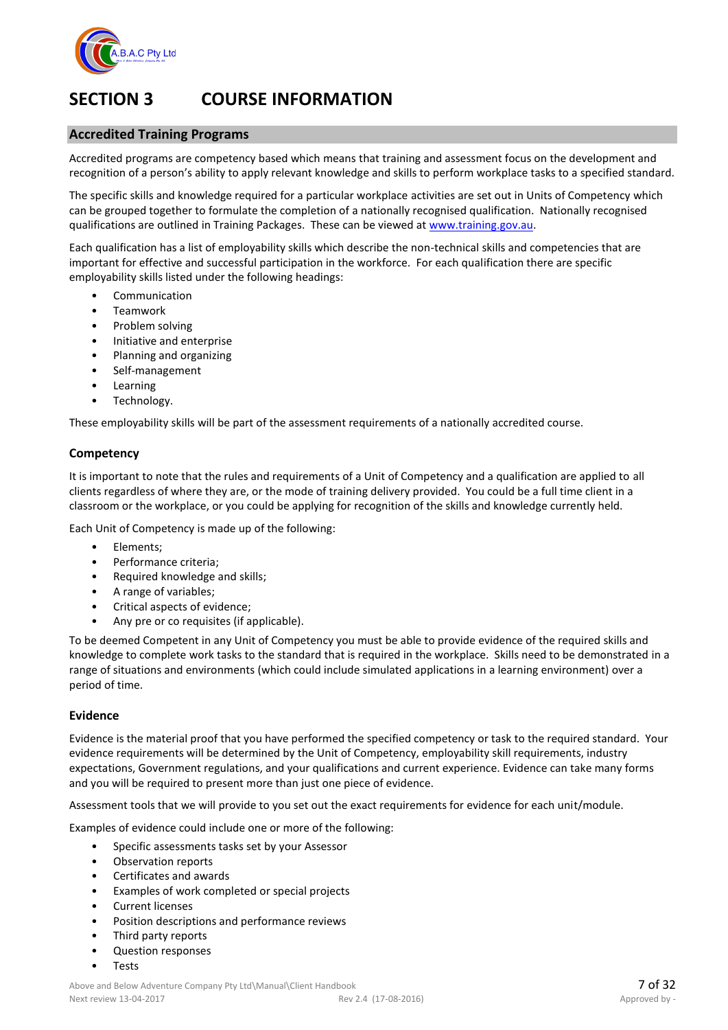# SECTION 3 COURSE INFORMATION

## Accredited Training Programs

Accredited programs are competency based which means that training and assessment focus on the development and recognition of a person's ability to apply relevant knowledge and skills to perform workplace tasks to a specified standard.

The specific skills and knowledge required for a particular workplace activities are set out in Units of Competency which can be grouped together to formulate the completion of a nationally recognised qualification. Nationally recognised qualifications are outlined in Training Packages. These can be viewed at www.training.gov.au.

Each qualification has a list of employability skills which describe the non-technical skills and competencies that are important for effective and successful participation in the workforce. For each qualification there are specific employability skills listed under the following headings:

- Communication
- Teamwork
- Problem solving
- Initiative and enterprise
- Planning and organizing
- Self-management
- Learning
- Technology.

These employability skills will be part of the assessment requirements of a nationally accredited course.

### Competency

It is important to note that the rules and requirements of a Unit of Competency and a qualification are applied to all clients regardless of where they are, or the mode of training delivery provided. You could be a full time client in a classroom or the workplace, or you could be applying for recognition of the skills and knowledge currently held.

Each Unit of Competency is made up of the following:

- Elements;
- Performance criteria;
- Required knowledge and skills;
- A range of variables;
- Critical aspects of evidence;
- Any pre or co requisites (if applicable).

To be deemed Competent in any Unit of Competency you must be able to provide evidence of the required skills and knowledge to complete work tasks to the standard that is required in the workplace. Skills need to be demonstrated in a range of situations and environments (which could include simulated applications in a learning environment) over a period of time.

### Evidence

Evidence is the material proof that you have performed the specified competency or task to the required standard. Your evidence requirements will be determined by the Unit of Competency, employability skill requirements, industry expectations, Government regulations, and your qualifications and current experience. Evidence can take many forms and you will be required to present more than just one piece of evidence.

Assessment tools that we will provide to you set out the exact requirements for evidence for each unit/module.

Examples of evidence could include one or more of the following:

- Specific assessments tasks set by your Assessor
- Observation reports
- Certificates and awards
- Examples of work completed or special projects
- Current licenses
- Position descriptions and performance reviews
- Third party reports
- Question responses
- Tests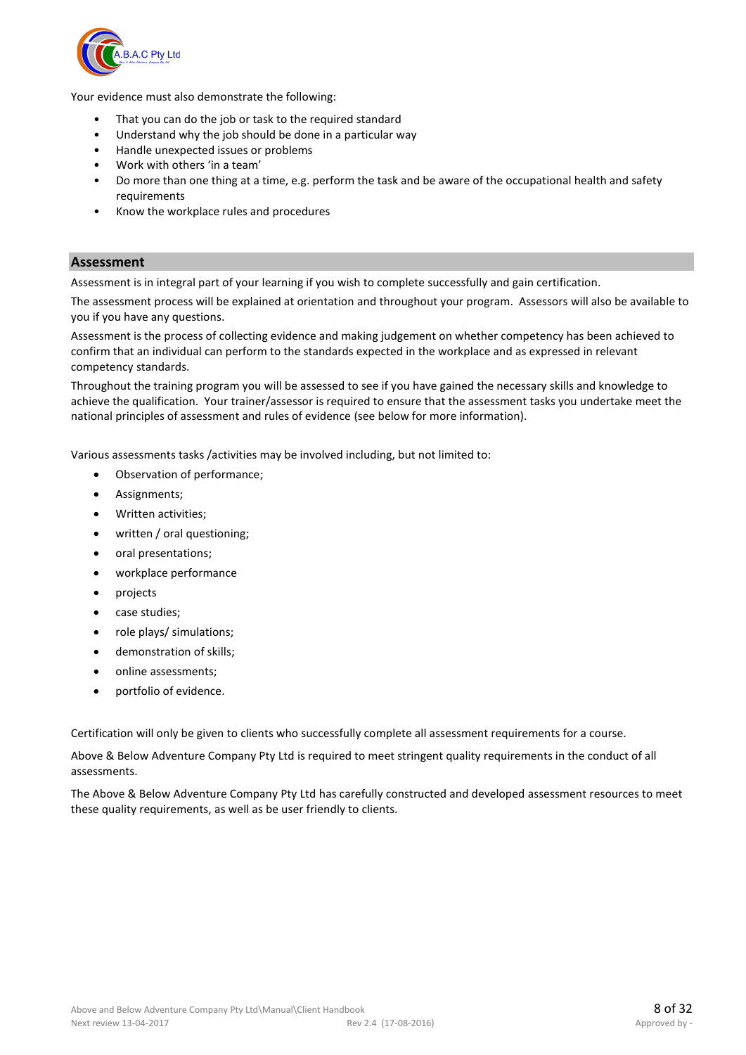Your evidence must also demonstrate the following:

- That you can do the job or task to the required standard
- Understand why the job should be done in a particular way
- Handle unexpected issues or problems
- Work with others 'in a team'
- Do more than one thing at a time, e.g. perform the task and be aware of the occupational health and safety requirements
- Know the workplace rules and procedures

## Assessment

Assessment is in integral part of your learning if you wish to complete successfully and gain certification.

The assessment process will be explained at orientation and throughout your program. Assessors will also be available to you if you have any questions.

Assessment is the process of collecting evidence and making judgement on whether competency has been achieved to confirm that an individual can perform to the standards expected in the workplace and as expressed in relevant competency standards.

Throughout the training program you will be assessed to see if you have gained the necessary skills and knowledge to achieve the qualification. Your trainer/assessor is required to ensure that the assessment tasks you undertake meet the national principles of assessment and rules of evidence (see below for more information).

Various assessments tasks /activities may be involved including, but not limited to:

- Observation of performance;
- Assignments;
- Written activities;
- written / oral questioning;
- oral presentations;
- workplace performance
- projects
- case studies;
- role plays/ simulations;
- demonstration of skills;
- online assessments;
- portfolio of evidence.

Certification will only be given to clients who successfully complete all assessment requirements for a course.

Above & Below Adventure Company Pty Ltd is required to meet stringent quality requirements in the conduct of all assessments.

The Above & Below Adventure Company Pty Ltd has carefully constructed and developed assessment resources to meet these quality requirements, as well as be user friendly to clients.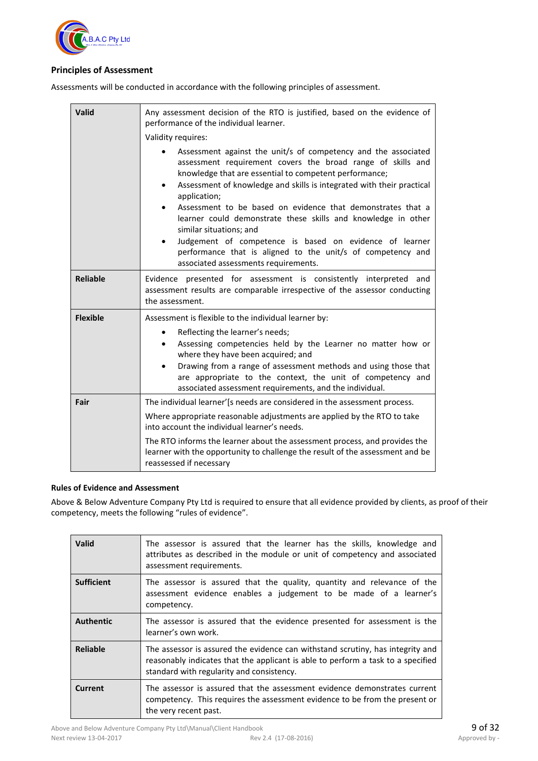### Principles of Assessment

Assessments will be conducted in accordance with the following principles of assessment.

| | |
|---|---|
| **Valid** | Any assessment decision of the RTO is justified, based on the evidence of performance of the individual learner.<br><br>Validity requires:<br><br>• Assessment against the unit/s of competency and the associated assessment requirement covers the broad range of skills and knowledge that are essential to competent performance;<br>• Assessment of knowledge and skills is integrated with their practical application;<br>• Assessment to be based on evidence that demonstrates that a learner could demonstrate these skills and knowledge in other similar situations; and<br>• Judgement of competence is based on evidence of learner performance that is aligned to the unit/s of competency and associated assessments requirements. |
| **Reliable** | Evidence presented for assessment is consistently interpreted and assessment results are comparable irrespective of the assessor conducting the assessment. |
| **Flexible** | Assessment is flexible to the individual learner by:<br><br>• Reflecting the learner's needs;<br>• Assessing competencies held by the Learner no matter how or where they have been acquired; and<br>• Drawing from a range of assessment methods and using those that are appropriate to the context, the unit of competency and associated assessment requirements, and the individual. |
| **Fair** | The individual learner'[s needs are considered in the assessment process.<br><br>Where appropriate reasonable adjustments are applied by the RTO to take into account the individual learner's needs.<br><br>The RTO informs the learner about the assessment process, and provides the learner with the opportunity to challenge the result of the assessment and be reassessed if necessary |

**Rules of Evidence and Assessment**

Above & Below Adventure Company Pty Ltd is required to ensure that all evidence provided by clients, as proof of their competency, meets the following "rules of evidence".

| | |
|---|---|
| **Valid** | The assessor is assured that the learner has the skills, knowledge and attributes as described in the module or unit of competency and associated assessment requirements. |
| **Sufficient** | The assessor is assured that the quality, quantity and relevance of the assessment evidence enables a judgement to be made of a learner's competency. |
| **Authentic** | The assessor is assured that the evidence presented for assessment is the learner's own work. |
| **Reliable** | The assessor is assured the evidence can withstand scrutiny, has integrity and reasonably indicates that the applicant is able to perform a task to a specified standard with regularity and consistency. |
| **Current** | The assessor is assured that the assessment evidence demonstrates current competency. This requires the assessment evidence to be from the present or the very recent past. |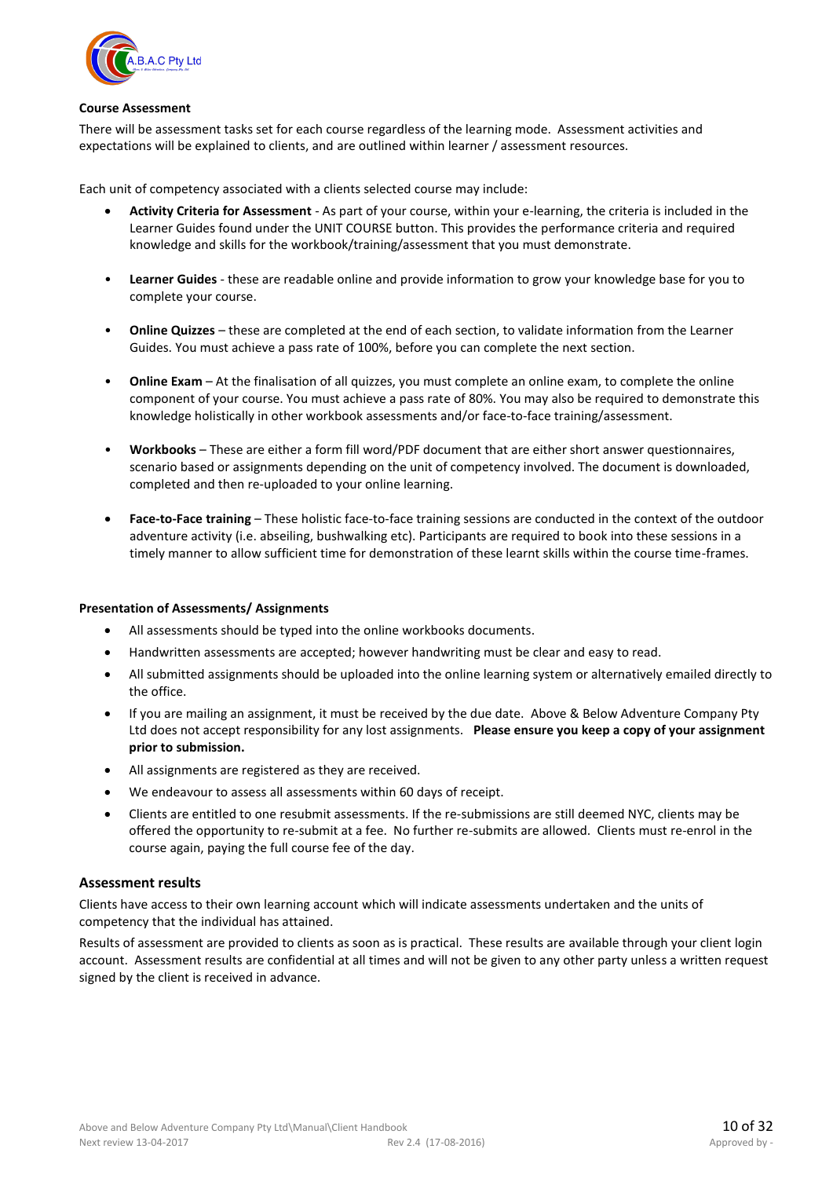**Course Assessment**

There will be assessment tasks set for each course regardless of the learning mode. Assessment activities and expectations will be explained to clients, and are outlined within learner / assessment resources.

Each unit of competency associated with a clients selected course may include:

- **Activity Criteria for Assessment** - As part of your course, within your e-learning, the criteria is included in the Learner Guides found under the UNIT COURSE button. This provides the performance criteria and required knowledge and skills for the workbook/training/assessment that you must demonstrate.
- **Learner Guides** - these are readable online and provide information to grow your knowledge base for you to complete your course.
- **Online Quizzes** – these are completed at the end of each section, to validate information from the Learner Guides. You must achieve a pass rate of 100%, before you can complete the next section.
- **Online Exam** – At the finalisation of all quizzes, you must complete an online exam, to complete the online component of your course. You must achieve a pass rate of 80%. You may also be required to demonstrate this knowledge holistically in other workbook assessments and/or face-to-face training/assessment.
- **Workbooks** – These are either a form fill word/PDF document that are either short answer questionnaires, scenario based or assignments depending on the unit of competency involved. The document is downloaded, completed and then re-uploaded to your online learning.
- **Face-to-Face training** – These holistic face-to-face training sessions are conducted in the context of the outdoor adventure activity (i.e. abseiling, bushwalking etc). Participants are required to book into these sessions in a timely manner to allow sufficient time for demonstration of these learnt skills within the course time-frames.

**Presentation of Assessments/ Assignments**

- All assessments should be typed into the online workbooks documents.
- Handwritten assessments are accepted; however handwriting must be clear and easy to read.
- All submitted assignments should be uploaded into the online learning system or alternatively emailed directly to the office.
- If you are mailing an assignment, it must be received by the due date. Above & Below Adventure Company Pty Ltd does not accept responsibility for any lost assignments. **Please ensure you keep a copy of your assignment prior to submission.**
- All assignments are registered as they are received.
- We endeavour to assess all assessments within 60 days of receipt.
- Clients are entitled to one resubmit assessments. If the re-submissions are still deemed NYC, clients may be offered the opportunity to re-submit at a fee. No further re-submits are allowed. Clients must re-enrol in the course again, paying the full course fee of the day.

## Assessment results

Clients have access to their own learning account which will indicate assessments undertaken and the units of competency that the individual has attained.

Results of assessment are provided to clients as soon as is practical. These results are available through your client login account. Assessment results are confidential at all times and will not be given to any other party unless a written request signed by the client is received in advance.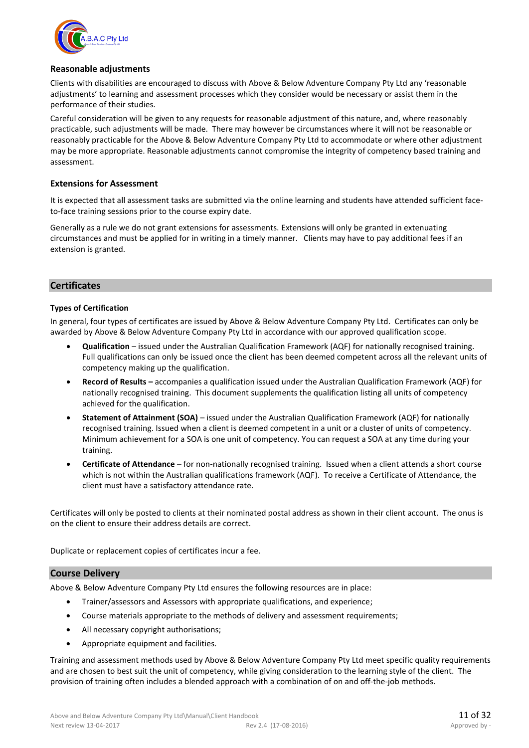### Reasonable adjustments

Clients with disabilities are encouraged to discuss with Above & Below Adventure Company Pty Ltd any 'reasonable adjustments' to learning and assessment processes which they consider would be necessary or assist them in the performance of their studies.

Careful consideration will be given to any requests for reasonable adjustment of this nature, and, where reasonably practicable, such adjustments will be made. There may however be circumstances where it will not be reasonable or reasonably practicable for the Above & Below Adventure Company Pty Ltd to accommodate or where other adjustment may be more appropriate. Reasonable adjustments cannot compromise the integrity of competency based training and assessment.

### Extensions for Assessment

It is expected that all assessment tasks are submitted via the online learning and students have attended sufficient face-to-face training sessions prior to the course expiry date.

Generally as a rule we do not grant extensions for assessments. Extensions will only be granted in extenuating circumstances and must be applied for in writing in a timely manner. Clients may have to pay additional fees if an extension is granted.

## Certificates

#### Types of Certification

In general, four types of certificates are issued by Above & Below Adventure Company Pty Ltd. Certificates can only be awarded by Above & Below Adventure Company Pty Ltd in accordance with our approved qualification scope.

- **Qualification** – issued under the Australian Qualification Framework (AQF) for nationally recognised training. Full qualifications can only be issued once the client has been deemed competent across all the relevant units of competency making up the qualification.
- **Record of Results –** accompanies a qualification issued under the Australian Qualification Framework (AQF) for nationally recognised training. This document supplements the qualification listing all units of competency achieved for the qualification.
- **Statement of Attainment (SOA)** – issued under the Australian Qualification Framework (AQF) for nationally recognised training. Issued when a client is deemed competent in a unit or a cluster of units of competency. Minimum achievement for a SOA is one unit of competency. You can request a SOA at any time during your training.
- **Certificate of Attendance** – for non-nationally recognised training. Issued when a client attends a short course which is not within the Australian qualifications framework (AQF). To receive a Certificate of Attendance, the client must have a satisfactory attendance rate.

Certificates will only be posted to clients at their nominated postal address as shown in their client account. The onus is on the client to ensure their address details are correct.

Duplicate or replacement copies of certificates incur a fee.

## Course Delivery

Above & Below Adventure Company Pty Ltd ensures the following resources are in place:

- Trainer/assessors and Assessors with appropriate qualifications, and experience;
- Course materials appropriate to the methods of delivery and assessment requirements;
- All necessary copyright authorisations;
- Appropriate equipment and facilities.

Training and assessment methods used by Above & Below Adventure Company Pty Ltd meet specific quality requirements and are chosen to best suit the unit of competency, while giving consideration to the learning style of the client. The provision of training often includes a blended approach with a combination of on and off-the-job methods.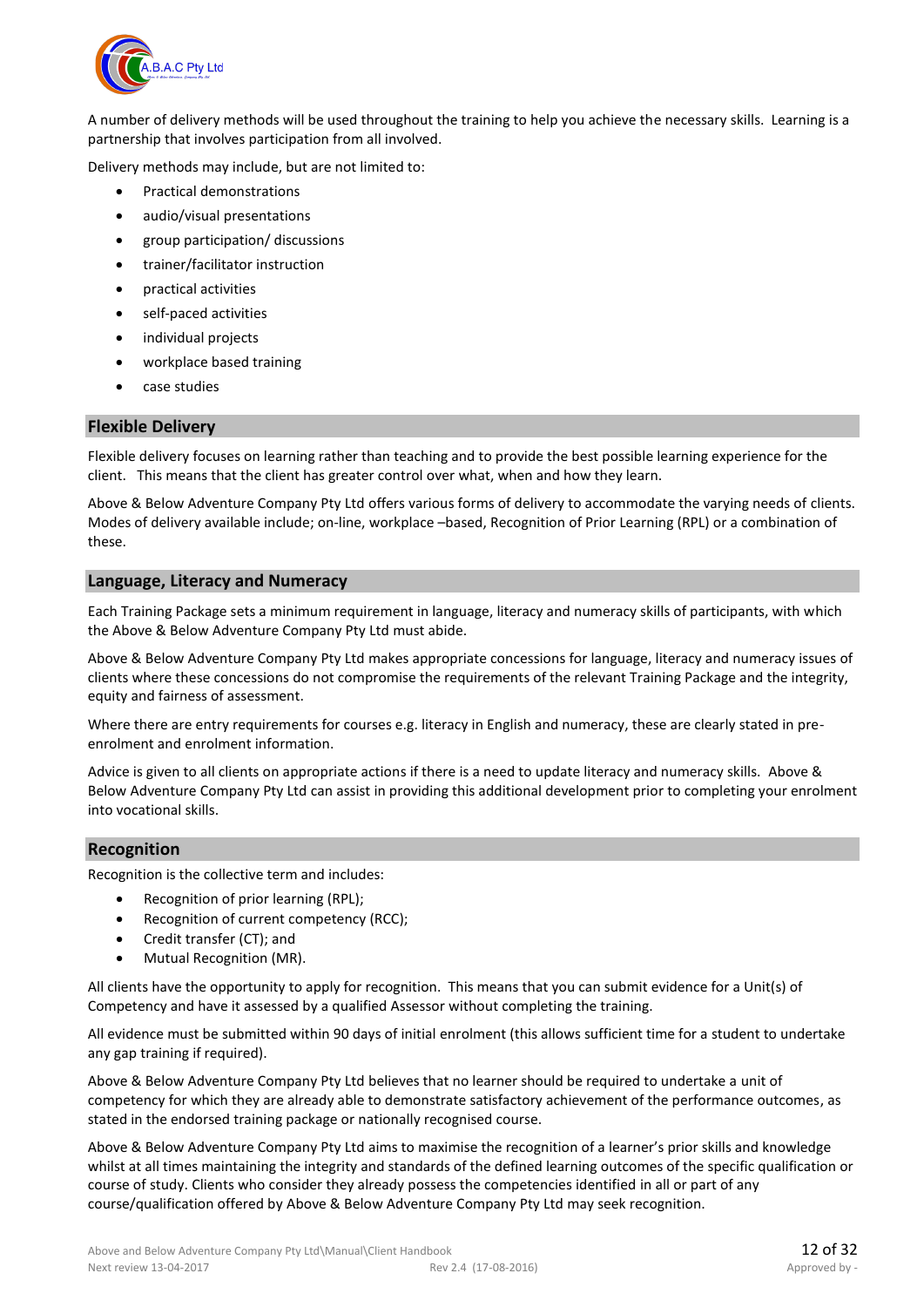A number of delivery methods will be used throughout the training to help you achieve the necessary skills. Learning is a partnership that involves participation from all involved.

Delivery methods may include, but are not limited to:

- Practical demonstrations
- audio/visual presentations
- group participation/ discussions
- trainer/facilitator instruction
- practical activities
- self-paced activities
- individual projects
- workplace based training
- case studies

## Flexible Delivery

Flexible delivery focuses on learning rather than teaching and to provide the best possible learning experience for the client. This means that the client has greater control over what, when and how they learn.

Above & Below Adventure Company Pty Ltd offers various forms of delivery to accommodate the varying needs of clients. Modes of delivery available include; on-line, workplace –based, Recognition of Prior Learning (RPL) or a combination of these.

## Language, Literacy and Numeracy

Each Training Package sets a minimum requirement in language, literacy and numeracy skills of participants, with which the Above & Below Adventure Company Pty Ltd must abide.

Above & Below Adventure Company Pty Ltd makes appropriate concessions for language, literacy and numeracy issues of clients where these concessions do not compromise the requirements of the relevant Training Package and the integrity, equity and fairness of assessment.

Where there are entry requirements for courses e.g. literacy in English and numeracy, these are clearly stated in pre-enrolment and enrolment information.

Advice is given to all clients on appropriate actions if there is a need to update literacy and numeracy skills. Above & Below Adventure Company Pty Ltd can assist in providing this additional development prior to completing your enrolment into vocational skills.

## Recognition

Recognition is the collective term and includes:

- Recognition of prior learning (RPL);
- Recognition of current competency (RCC);
- Credit transfer (CT); and
- Mutual Recognition (MR).

All clients have the opportunity to apply for recognition. This means that you can submit evidence for a Unit(s) of Competency and have it assessed by a qualified Assessor without completing the training.

All evidence must be submitted within 90 days of initial enrolment (this allows sufficient time for a student to undertake any gap training if required).

Above & Below Adventure Company Pty Ltd believes that no learner should be required to undertake a unit of competency for which they are already able to demonstrate satisfactory achievement of the performance outcomes, as stated in the endorsed training package or nationally recognised course.

Above & Below Adventure Company Pty Ltd aims to maximise the recognition of a learner's prior skills and knowledge whilst at all times maintaining the integrity and standards of the defined learning outcomes of the specific qualification or course of study. Clients who consider they already possess the competencies identified in all or part of any course/qualification offered by Above & Below Adventure Company Pty Ltd may seek recognition.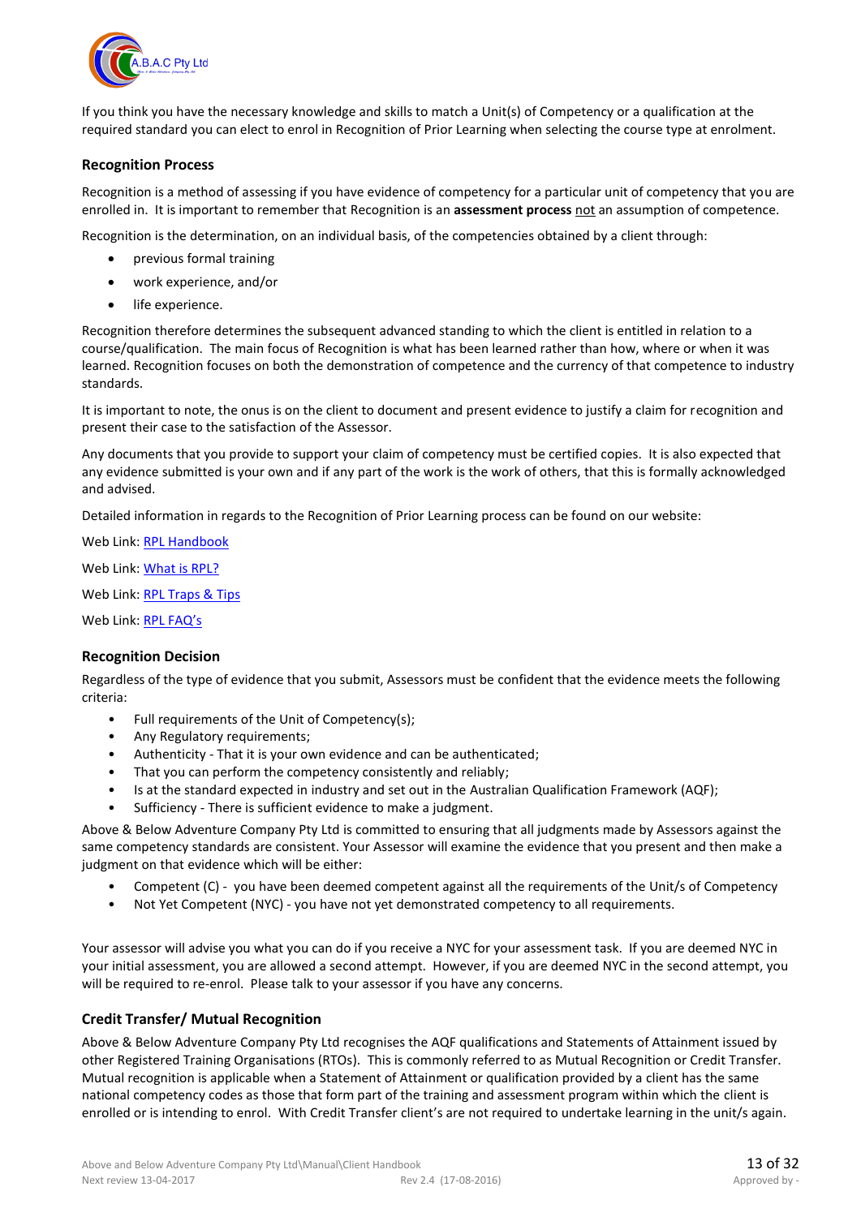If you think you have the necessary knowledge and skills to match a Unit(s) of Competency or a qualification at the required standard you can elect to enrol in Recognition of Prior Learning when selecting the course type at enrolment.

### Recognition Process

Recognition is a method of assessing if you have evidence of competency for a particular unit of competency that you are enrolled in. It is important to remember that Recognition is an **assessment process** <u>not</u> an assumption of competence.

Recognition is the determination, on an individual basis, of the competencies obtained by a client through:

- previous formal training
- work experience, and/or
- life experience.

Recognition therefore determines the subsequent advanced standing to which the client is entitled in relation to a course/qualification. The main focus of Recognition is what has been learned rather than how, where or when it was learned. Recognition focuses on both the demonstration of competence and the currency of that competence to industry standards.

It is important to note, the onus is on the client to document and present evidence to justify a claim for recognition and present their case to the satisfaction of the Assessor.

Any documents that you provide to support your claim of competency must be certified copies. It is also expected that any evidence submitted is your own and if any part of the work is the work of others, that this is formally acknowledged and advised.

Detailed information in regards to the Recognition of Prior Learning process can be found on our website:

Web Link: RPL Handbook

Web Link: What is RPL?

Web Link: RPL Traps & Tips

Web Link: RPL FAQ's

### Recognition Decision

Regardless of the type of evidence that you submit, Assessors must be confident that the evidence meets the following criteria:

- Full requirements of the Unit of Competency(s);
- Any Regulatory requirements;
- Authenticity - That it is your own evidence and can be authenticated;
- That you can perform the competency consistently and reliably;
- Is at the standard expected in industry and set out in the Australian Qualification Framework (AQF);
- Sufficiency - There is sufficient evidence to make a judgment.

Above & Below Adventure Company Pty Ltd is committed to ensuring that all judgments made by Assessors against the same competency standards are consistent. Your Assessor will examine the evidence that you present and then make a judgment on that evidence which will be either:

- Competent (C) - you have been deemed competent against all the requirements of the Unit/s of Competency
- Not Yet Competent (NYC) - you have not yet demonstrated competency to all requirements.

Your assessor will advise you what you can do if you receive a NYC for your assessment task. If you are deemed NYC in your initial assessment, you are allowed a second attempt. However, if you are deemed NYC in the second attempt, you will be required to re-enrol. Please talk to your assessor if you have any concerns.

### Credit Transfer/ Mutual Recognition

Above & Below Adventure Company Pty Ltd recognises the AQF qualifications and Statements of Attainment issued by other Registered Training Organisations (RTOs). This is commonly referred to as Mutual Recognition or Credit Transfer. Mutual recognition is applicable when a Statement of Attainment or qualification provided by a client has the same national competency codes as those that form part of the training and assessment program within which the client is enrolled or is intending to enrol. With Credit Transfer client's are not required to undertake learning in the unit/s again.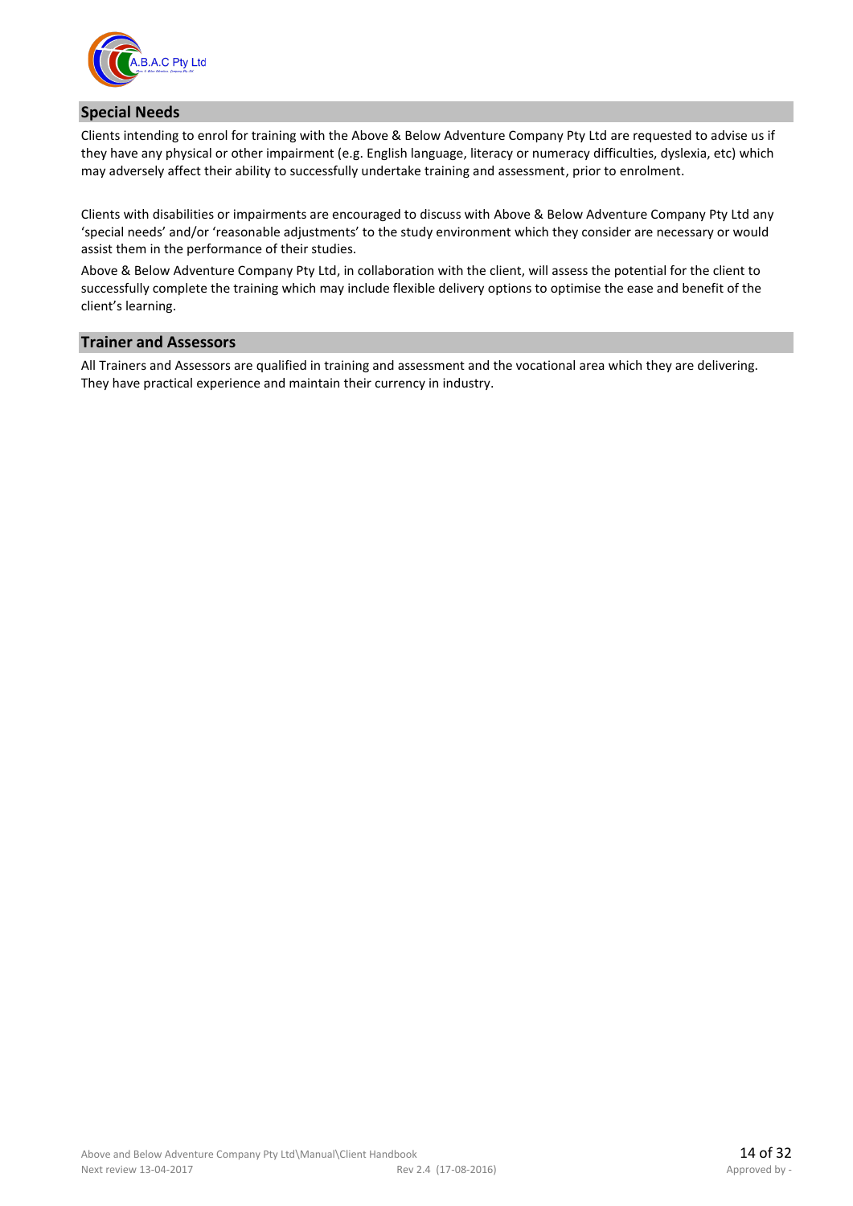## Special Needs

Clients intending to enrol for training with the Above & Below Adventure Company Pty Ltd are requested to advise us if they have any physical or other impairment (e.g. English language, literacy or numeracy difficulties, dyslexia, etc) which may adversely affect their ability to successfully undertake training and assessment, prior to enrolment.

Clients with disabilities or impairments are encouraged to discuss with Above & Below Adventure Company Pty Ltd any 'special needs' and/or 'reasonable adjustments' to the study environment which they consider are necessary or would assist them in the performance of their studies.

Above & Below Adventure Company Pty Ltd, in collaboration with the client, will assess the potential for the client to successfully complete the training which may include flexible delivery options to optimise the ease and benefit of the client's learning.

## Trainer and Assessors

All Trainers and Assessors are qualified in training and assessment and the vocational area which they are delivering. They have practical experience and maintain their currency in industry.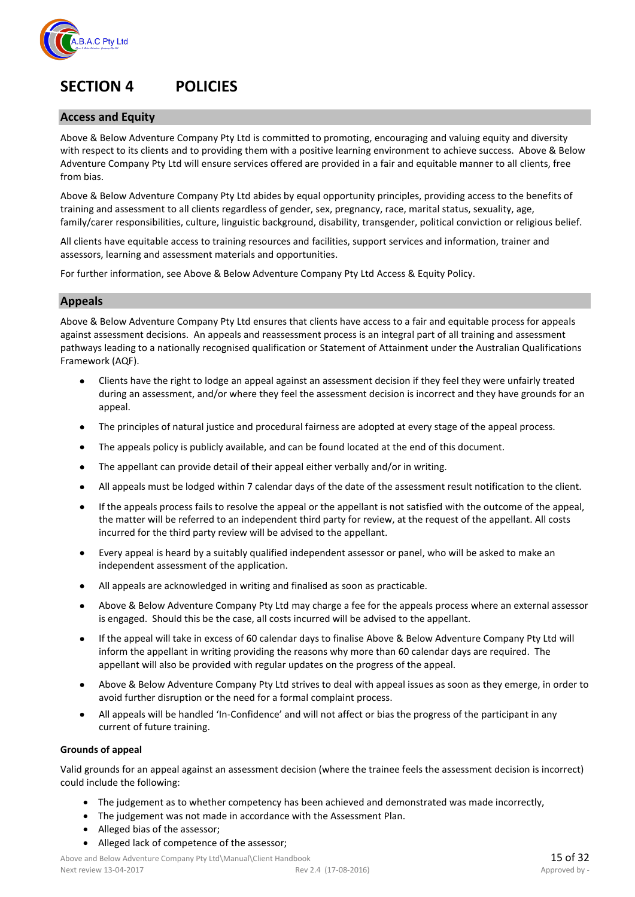# SECTION 4 POLICIES

## Access and Equity

Above & Below Adventure Company Pty Ltd is committed to promoting, encouraging and valuing equity and diversity with respect to its clients and to providing them with a positive learning environment to achieve success. Above & Below Adventure Company Pty Ltd will ensure services offered are provided in a fair and equitable manner to all clients, free from bias.

Above & Below Adventure Company Pty Ltd abides by equal opportunity principles, providing access to the benefits of training and assessment to all clients regardless of gender, sex, pregnancy, race, marital status, sexuality, age, family/carer responsibilities, culture, linguistic background, disability, transgender, political conviction or religious belief.

All clients have equitable access to training resources and facilities, support services and information, trainer and assessors, learning and assessment materials and opportunities.

For further information, see Above & Below Adventure Company Pty Ltd Access & Equity Policy.

## Appeals

Above & Below Adventure Company Pty Ltd ensures that clients have access to a fair and equitable process for appeals against assessment decisions. An appeals and reassessment process is an integral part of all training and assessment pathways leading to a nationally recognised qualification or Statement of Attainment under the Australian Qualifications Framework (AQF).

- Clients have the right to lodge an appeal against an assessment decision if they feel they were unfairly treated during an assessment, and/or where they feel the assessment decision is incorrect and they have grounds for an appeal.
- The principles of natural justice and procedural fairness are adopted at every stage of the appeal process.
- The appeals policy is publicly available, and can be found located at the end of this document.
- The appellant can provide detail of their appeal either verbally and/or in writing.
- All appeals must be lodged within 7 calendar days of the date of the assessment result notification to the client.
- If the appeals process fails to resolve the appeal or the appellant is not satisfied with the outcome of the appeal, the matter will be referred to an independent third party for review, at the request of the appellant. All costs incurred for the third party review will be advised to the appellant.
- Every appeal is heard by a suitably qualified independent assessor or panel, who will be asked to make an independent assessment of the application.
- All appeals are acknowledged in writing and finalised as soon as practicable.
- Above & Below Adventure Company Pty Ltd may charge a fee for the appeals process where an external assessor is engaged. Should this be the case, all costs incurred will be advised to the appellant.
- If the appeal will take in excess of 60 calendar days to finalise Above & Below Adventure Company Pty Ltd will inform the appellant in writing providing the reasons why more than 60 calendar days are required. The appellant will also be provided with regular updates on the progress of the appeal.
- Above & Below Adventure Company Pty Ltd strives to deal with appeal issues as soon as they emerge, in order to avoid further disruption or the need for a formal complaint process.
- All appeals will be handled 'In-Confidence' and will not affect or bias the progress of the participant in any current of future training.

**Grounds of appeal**

Valid grounds for an appeal against an assessment decision (where the trainee feels the assessment decision is incorrect) could include the following:

- The judgement as to whether competency has been achieved and demonstrated was made incorrectly,
- The judgement was not made in accordance with the Assessment Plan.
- Alleged bias of the assessor;
- Alleged lack of competence of the assessor;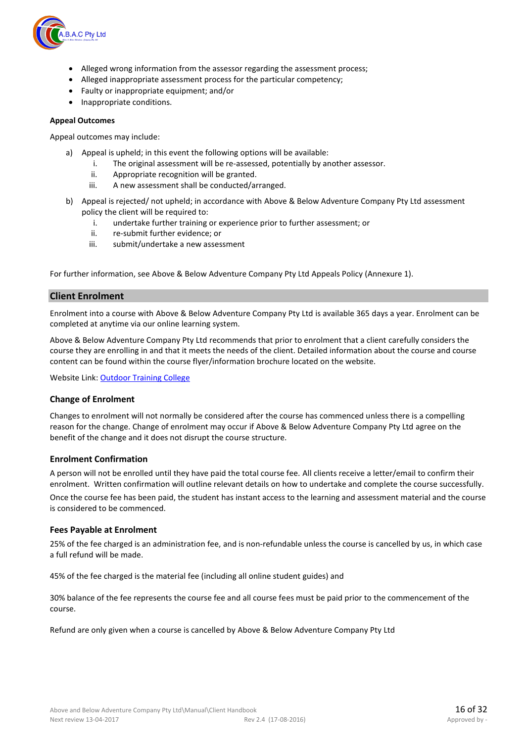- Alleged wrong information from the assessor regarding the assessment process;
- Alleged inappropriate assessment process for the particular competency;
- Faulty or inappropriate equipment; and/or
- Inappropriate conditions.

**Appeal Outcomes**

Appeal outcomes may include:

a) Appeal is upheld; in this event the following options will be available:
    i. The original assessment will be re-assessed, potentially by another assessor.
    ii. Appropriate recognition will be granted.
    iii. A new assessment shall be conducted/arranged.

b) Appeal is rejected/ not upheld; in accordance with Above & Below Adventure Company Pty Ltd assessment policy the client will be required to:
    i. undertake further training or experience prior to further assessment; or
    ii. re-submit further evidence; or
    iii. submit/undertake a new assessment

For further information, see Above & Below Adventure Company Pty Ltd Appeals Policy (Annexure 1).

## Client Enrolment

Enrolment into a course with Above & Below Adventure Company Pty Ltd is available 365 days a year. Enrolment can be completed at anytime via our online learning system.

Above & Below Adventure Company Pty Ltd recommends that prior to enrolment that a client carefully considers the course they are enrolling in and that it meets the needs of the client. Detailed information about the course and course content can be found within the course flyer/information brochure located on the website.

Website Link: Outdoor Training College

### Change of Enrolment

Changes to enrolment will not normally be considered after the course has commenced unless there is a compelling reason for the change. Change of enrolment may occur if Above & Below Adventure Company Pty Ltd agree on the benefit of the change and it does not disrupt the course structure.

### Enrolment Confirmation

A person will not be enrolled until they have paid the total course fee. All clients receive a letter/email to confirm their enrolment. Written confirmation will outline relevant details on how to undertake and complete the course successfully.

Once the course fee has been paid, the student has instant access to the learning and assessment material and the course is considered to be commenced.

### Fees Payable at Enrolment

25% of the fee charged is an administration fee, and is non-refundable unless the course is cancelled by us, in which case a full refund will be made.

45% of the fee charged is the material fee (including all online student guides) and

30% balance of the fee represents the course fee and all course fees must be paid prior to the commencement of the course.

Refund are only given when a course is cancelled by Above & Below Adventure Company Pty Ltd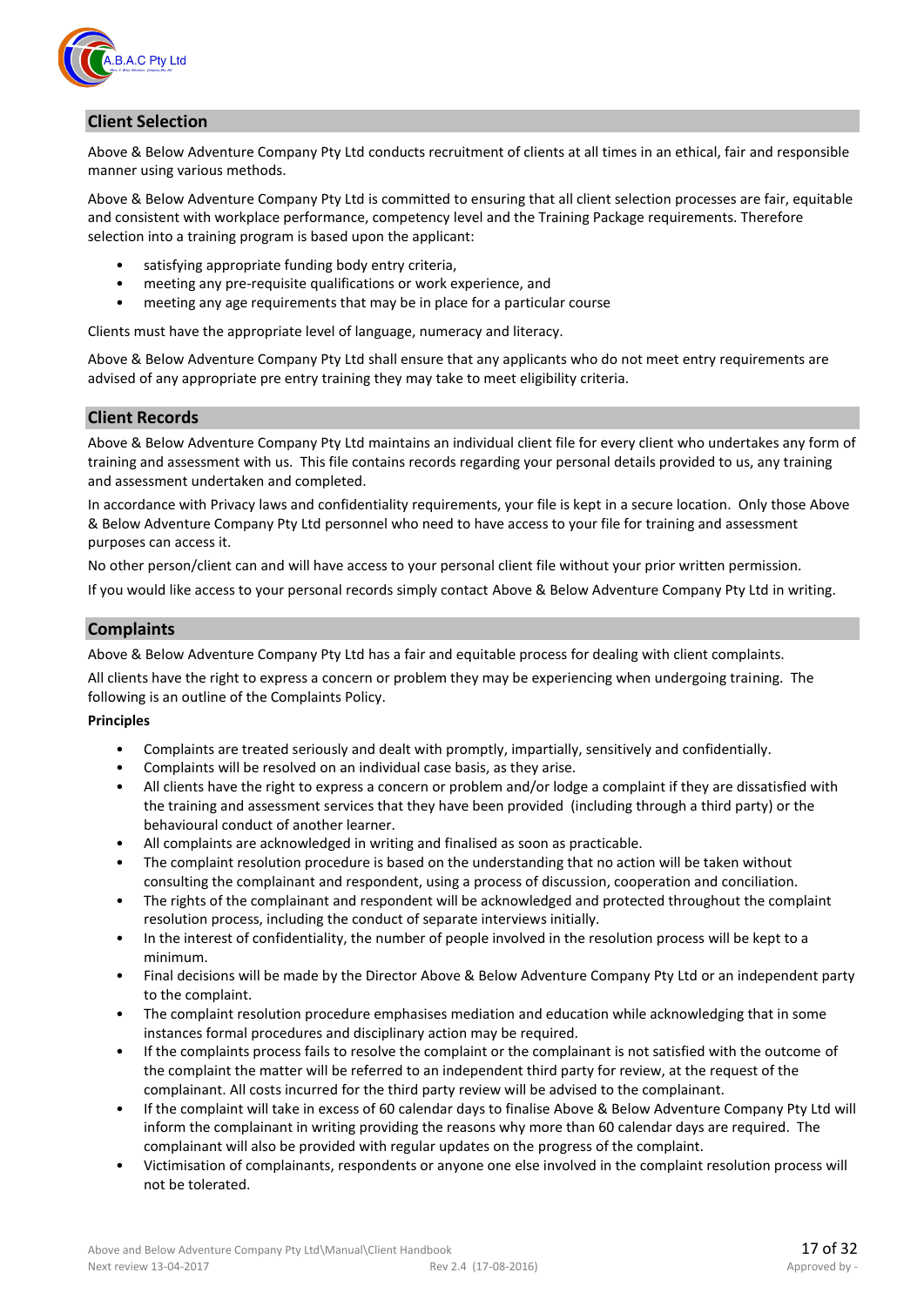## Client Selection

Above & Below Adventure Company Pty Ltd conducts recruitment of clients at all times in an ethical, fair and responsible manner using various methods.

Above & Below Adventure Company Pty Ltd is committed to ensuring that all client selection processes are fair, equitable and consistent with workplace performance, competency level and the Training Package requirements. Therefore selection into a training program is based upon the applicant:

- satisfying appropriate funding body entry criteria,
- meeting any pre-requisite qualifications or work experience, and
- meeting any age requirements that may be in place for a particular course

Clients must have the appropriate level of language, numeracy and literacy.

Above & Below Adventure Company Pty Ltd shall ensure that any applicants who do not meet entry requirements are advised of any appropriate pre entry training they may take to meet eligibility criteria.

## Client Records

Above & Below Adventure Company Pty Ltd maintains an individual client file for every client who undertakes any form of training and assessment with us. This file contains records regarding your personal details provided to us, any training and assessment undertaken and completed.

In accordance with Privacy laws and confidentiality requirements, your file is kept in a secure location. Only those Above & Below Adventure Company Pty Ltd personnel who need to have access to your file for training and assessment purposes can access it.

No other person/client can and will have access to your personal client file without your prior written permission.

If you would like access to your personal records simply contact Above & Below Adventure Company Pty Ltd in writing.

## Complaints

Above & Below Adventure Company Pty Ltd has a fair and equitable process for dealing with client complaints.

All clients have the right to express a concern or problem they may be experiencing when undergoing training. The following is an outline of the Complaints Policy.

**Principles**

- Complaints are treated seriously and dealt with promptly, impartially, sensitively and confidentially.
- Complaints will be resolved on an individual case basis, as they arise.
- All clients have the right to express a concern or problem and/or lodge a complaint if they are dissatisfied with the training and assessment services that they have been provided (including through a third party) or the behavioural conduct of another learner.
- All complaints are acknowledged in writing and finalised as soon as practicable.
- The complaint resolution procedure is based on the understanding that no action will be taken without consulting the complainant and respondent, using a process of discussion, cooperation and conciliation.
- The rights of the complainant and respondent will be acknowledged and protected throughout the complaint resolution process, including the conduct of separate interviews initially.
- In the interest of confidentiality, the number of people involved in the resolution process will be kept to a minimum.
- Final decisions will be made by the Director Above & Below Adventure Company Pty Ltd or an independent party to the complaint.
- The complaint resolution procedure emphasises mediation and education while acknowledging that in some instances formal procedures and disciplinary action may be required.
- If the complaints process fails to resolve the complaint or the complainant is not satisfied with the outcome of the complaint the matter will be referred to an independent third party for review, at the request of the complainant. All costs incurred for the third party review will be advised to the complainant.
- If the complaint will take in excess of 60 calendar days to finalise Above & Below Adventure Company Pty Ltd will inform the complainant in writing providing the reasons why more than 60 calendar days are required. The complainant will also be provided with regular updates on the progress of the complaint.
- Victimisation of complainants, respondents or anyone one else involved in the complaint resolution process will not be tolerated.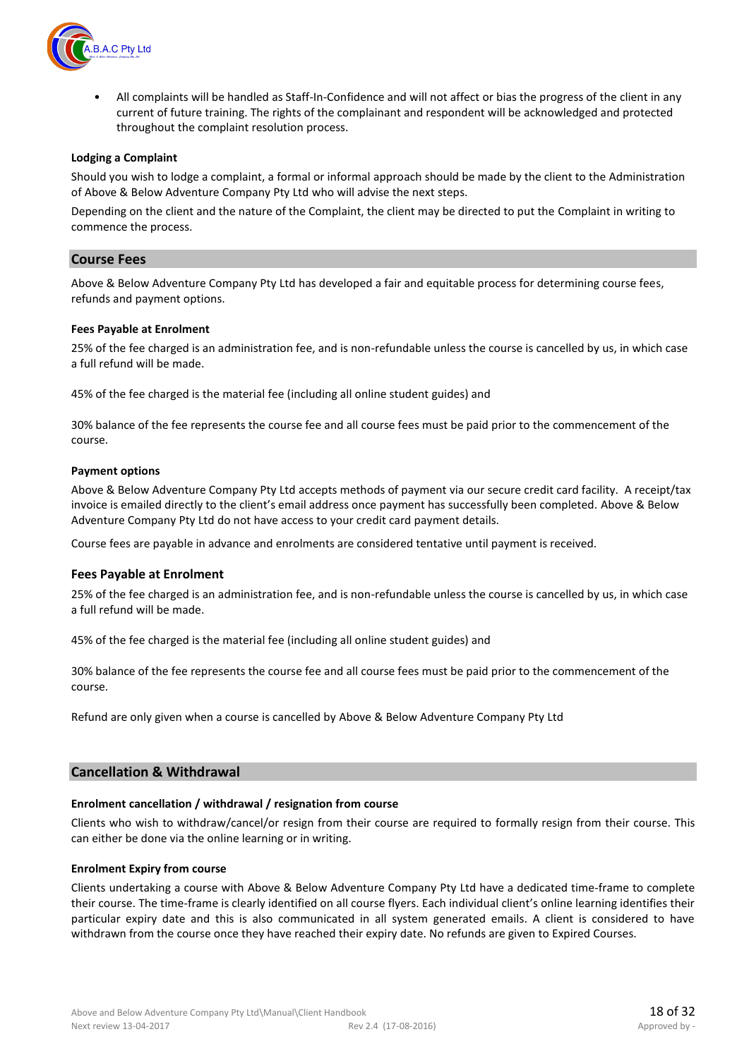- All complaints will be handled as Staff-In-Confidence and will not affect or bias the progress of the client in any current of future training. The rights of the complainant and respondent will be acknowledged and protected throughout the complaint resolution process.

**Lodging a Complaint**

Should you wish to lodge a complaint, a formal or informal approach should be made by the client to the Administration of Above & Below Adventure Company Pty Ltd who will advise the next steps.

Depending on the client and the nature of the Complaint, the client may be directed to put the Complaint in writing to commence the process.

## Course Fees

Above & Below Adventure Company Pty Ltd has developed a fair and equitable process for determining course fees, refunds and payment options.

**Fees Payable at Enrolment**

25% of the fee charged is an administration fee, and is non-refundable unless the course is cancelled by us, in which case a full refund will be made.

45% of the fee charged is the material fee (including all online student guides) and

30% balance of the fee represents the course fee and all course fees must be paid prior to the commencement of the course.

**Payment options**

Above & Below Adventure Company Pty Ltd accepts methods of payment via our secure credit card facility. A receipt/tax invoice is emailed directly to the client's email address once payment has successfully been completed. Above & Below Adventure Company Pty Ltd do not have access to your credit card payment details.

Course fees are payable in advance and enrolments are considered tentative until payment is received.

### Fees Payable at Enrolment

25% of the fee charged is an administration fee, and is non-refundable unless the course is cancelled by us, in which case a full refund will be made.

45% of the fee charged is the material fee (including all online student guides) and

30% balance of the fee represents the course fee and all course fees must be paid prior to the commencement of the course.

Refund are only given when a course is cancelled by Above & Below Adventure Company Pty Ltd

## Cancellation & Withdrawal

**Enrolment cancellation / withdrawal / resignation from course**

Clients who wish to withdraw/cancel/or resign from their course are required to formally resign from their course. This can either be done via the online learning or in writing.

**Enrolment Expiry from course**

Clients undertaking a course with Above & Below Adventure Company Pty Ltd have a dedicated time-frame to complete their course. The time-frame is clearly identified on all course flyers. Each individual client's online learning identifies their particular expiry date and this is also communicated in all system generated emails. A client is considered to have withdrawn from the course once they have reached their expiry date. No refunds are given to Expired Courses.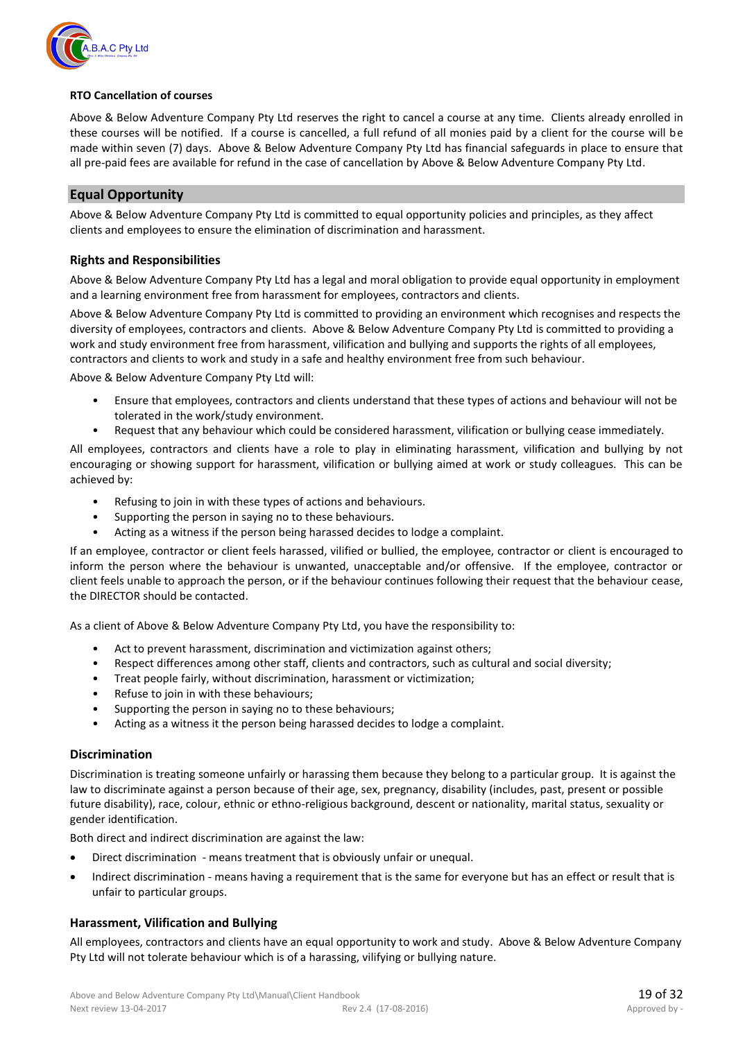**RTO Cancellation of courses**

Above & Below Adventure Company Pty Ltd reserves the right to cancel a course at any time. Clients already enrolled in these courses will be notified. If a course is cancelled, a full refund of all monies paid by a client for the course will be made within seven (7) days. Above & Below Adventure Company Pty Ltd has financial safeguards in place to ensure that all pre-paid fees are available for refund in the case of cancellation by Above & Below Adventure Company Pty Ltd.

## Equal Opportunity

Above & Below Adventure Company Pty Ltd is committed to equal opportunity policies and principles, as they affect clients and employees to ensure the elimination of discrimination and harassment.

### Rights and Responsibilities

Above & Below Adventure Company Pty Ltd has a legal and moral obligation to provide equal opportunity in employment and a learning environment free from harassment for employees, contractors and clients.

Above & Below Adventure Company Pty Ltd is committed to providing an environment which recognises and respects the diversity of employees, contractors and clients. Above & Below Adventure Company Pty Ltd is committed to providing a work and study environment free from harassment, vilification and bullying and supports the rights of all employees, contractors and clients to work and study in a safe and healthy environment free from such behaviour.

Above & Below Adventure Company Pty Ltd will:

- Ensure that employees, contractors and clients understand that these types of actions and behaviour will not be tolerated in the work/study environment.
- Request that any behaviour which could be considered harassment, vilification or bullying cease immediately.

All employees, contractors and clients have a role to play in eliminating harassment, vilification and bullying by not encouraging or showing support for harassment, vilification or bullying aimed at work or study colleagues. This can be achieved by:

- Refusing to join in with these types of actions and behaviours.
- Supporting the person in saying no to these behaviours.
- Acting as a witness if the person being harassed decides to lodge a complaint.

If an employee, contractor or client feels harassed, vilified or bullied, the employee, contractor or client is encouraged to inform the person where the behaviour is unwanted, unacceptable and/or offensive. If the employee, contractor or client feels unable to approach the person, or if the behaviour continues following their request that the behaviour cease, the DIRECTOR should be contacted.

As a client of Above & Below Adventure Company Pty Ltd, you have the responsibility to:

- Act to prevent harassment, discrimination and victimization against others;
- Respect differences among other staff, clients and contractors, such as cultural and social diversity;
- Treat people fairly, without discrimination, harassment or victimization;
- Refuse to join in with these behaviours;
- Supporting the person in saying no to these behaviours;
- Acting as a witness it the person being harassed decides to lodge a complaint.

### Discrimination

Discrimination is treating someone unfairly or harassing them because they belong to a particular group. It is against the law to discriminate against a person because of their age, sex, pregnancy, disability (includes, past, present or possible future disability), race, colour, ethnic or ethno-religious background, descent or nationality, marital status, sexuality or gender identification.

Both direct and indirect discrimination are against the law:

- Direct discrimination - means treatment that is obviously unfair or unequal.
- Indirect discrimination - means having a requirement that is the same for everyone but has an effect or result that is unfair to particular groups.

### Harassment, Vilification and Bullying

All employees, contractors and clients have an equal opportunity to work and study. Above & Below Adventure Company Pty Ltd will not tolerate behaviour which is of a harassing, vilifying or bullying nature.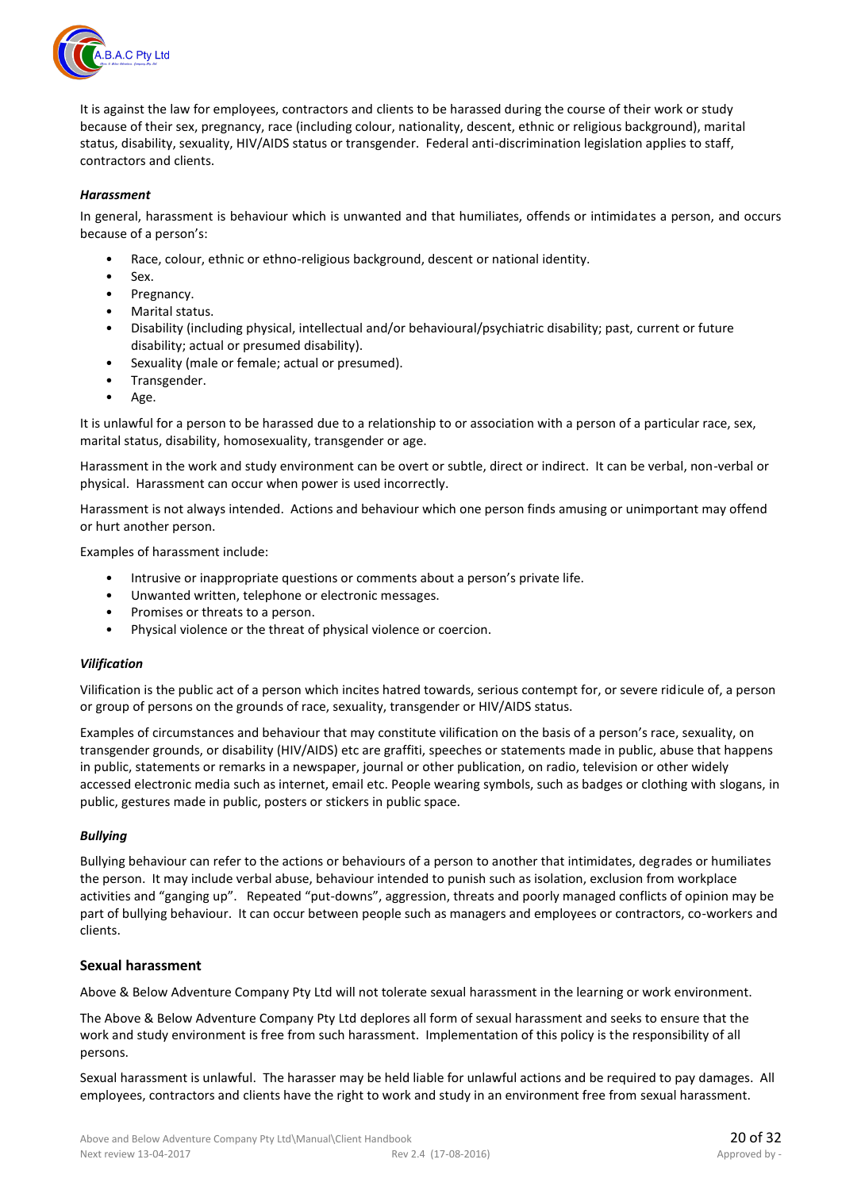It is against the law for employees, contractors and clients to be harassed during the course of their work or study because of their sex, pregnancy, race (including colour, nationality, descent, ethnic or religious background), marital status, disability, sexuality, HIV/AIDS status or transgender. Federal anti-discrimination legislation applies to staff, contractors and clients.

#### *Harassment*

In general, harassment is behaviour which is unwanted and that humiliates, offends or intimidates a person, and occurs because of a person's:

- Race, colour, ethnic or ethno-religious background, descent or national identity.
- Sex.
- Pregnancy.
- Marital status.
- Disability (including physical, intellectual and/or behavioural/psychiatric disability; past, current or future disability; actual or presumed disability).
- Sexuality (male or female; actual or presumed).
- Transgender.
- Age.

It is unlawful for a person to be harassed due to a relationship to or association with a person of a particular race, sex, marital status, disability, homosexuality, transgender or age.

Harassment in the work and study environment can be overt or subtle, direct or indirect. It can be verbal, non-verbal or physical. Harassment can occur when power is used incorrectly.

Harassment is not always intended. Actions and behaviour which one person finds amusing or unimportant may offend or hurt another person.

Examples of harassment include:

- Intrusive or inappropriate questions or comments about a person's private life.
- Unwanted written, telephone or electronic messages.
- Promises or threats to a person.
- Physical violence or the threat of physical violence or coercion.

#### *Vilification*

Vilification is the public act of a person which incites hatred towards, serious contempt for, or severe ridicule of, a person or group of persons on the grounds of race, sexuality, transgender or HIV/AIDS status.

Examples of circumstances and behaviour that may constitute vilification on the basis of a person's race, sexuality, on transgender grounds, or disability (HIV/AIDS) etc are graffiti, speeches or statements made in public, abuse that happens in public, statements or remarks in a newspaper, journal or other publication, on radio, television or other widely accessed electronic media such as internet, email etc. People wearing symbols, such as badges or clothing with slogans, in public, gestures made in public, posters or stickers in public space.

#### *Bullying*

Bullying behaviour can refer to the actions or behaviours of a person to another that intimidates, degrades or humiliates the person. It may include verbal abuse, behaviour intended to punish such as isolation, exclusion from workplace activities and "ganging up". Repeated "put-downs", aggression, threats and poorly managed conflicts of opinion may be part of bullying behaviour. It can occur between people such as managers and employees or contractors, co-workers and clients.

### Sexual harassment

Above & Below Adventure Company Pty Ltd will not tolerate sexual harassment in the learning or work environment.

The Above & Below Adventure Company Pty Ltd deplores all form of sexual harassment and seeks to ensure that the work and study environment is free from such harassment. Implementation of this policy is the responsibility of all persons.

Sexual harassment is unlawful. The harasser may be held liable for unlawful actions and be required to pay damages. All employees, contractors and clients have the right to work and study in an environment free from sexual harassment.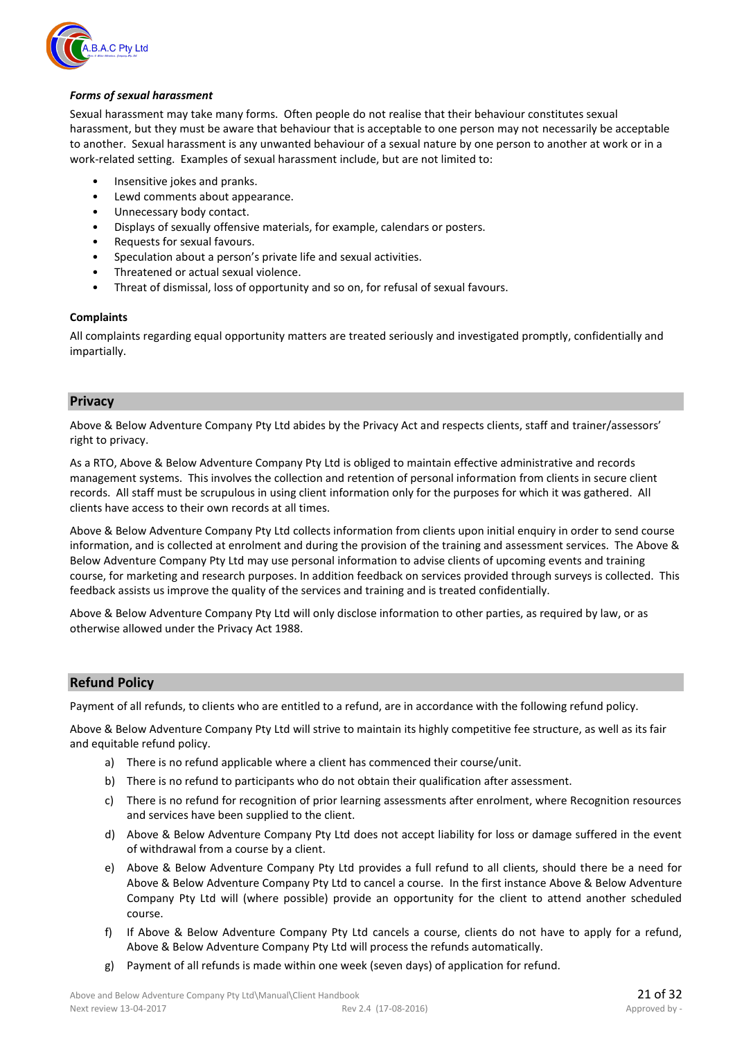***Forms of sexual harassment***

Sexual harassment may take many forms. Often people do not realise that their behaviour constitutes sexual harassment, but they must be aware that behaviour that is acceptable to one person may not necessarily be acceptable to another. Sexual harassment is any unwanted behaviour of a sexual nature by one person to another at work or in a work-related setting. Examples of sexual harassment include, but are not limited to:

- Insensitive jokes and pranks.
- Lewd comments about appearance.
- Unnecessary body contact.
- Displays of sexually offensive materials, for example, calendars or posters.
- Requests for sexual favours.
- Speculation about a person's private life and sexual activities.
- Threatened or actual sexual violence.
- Threat of dismissal, loss of opportunity and so on, for refusal of sexual favours.

**Complaints**

All complaints regarding equal opportunity matters are treated seriously and investigated promptly, confidentially and impartially.

## Privacy

Above & Below Adventure Company Pty Ltd abides by the Privacy Act and respects clients, staff and trainer/assessors' right to privacy.

As a RTO, Above & Below Adventure Company Pty Ltd is obliged to maintain effective administrative and records management systems. This involves the collection and retention of personal information from clients in secure client records. All staff must be scrupulous in using client information only for the purposes for which it was gathered. All clients have access to their own records at all times.

Above & Below Adventure Company Pty Ltd collects information from clients upon initial enquiry in order to send course information, and is collected at enrolment and during the provision of the training and assessment services. The Above & Below Adventure Company Pty Ltd may use personal information to advise clients of upcoming events and training course, for marketing and research purposes. In addition feedback on services provided through surveys is collected. This feedback assists us improve the quality of the services and training and is treated confidentially.

Above & Below Adventure Company Pty Ltd will only disclose information to other parties, as required by law, or as otherwise allowed under the Privacy Act 1988.

## Refund Policy

Payment of all refunds, to clients who are entitled to a refund, are in accordance with the following refund policy.

Above & Below Adventure Company Pty Ltd will strive to maintain its highly competitive fee structure, as well as its fair and equitable refund policy.

a) There is no refund applicable where a client has commenced their course/unit.

b) There is no refund to participants who do not obtain their qualification after assessment.

c) There is no refund for recognition of prior learning assessments after enrolment, where Recognition resources and services have been supplied to the client.

d) Above & Below Adventure Company Pty Ltd does not accept liability for loss or damage suffered in the event of withdrawal from a course by a client.

e) Above & Below Adventure Company Pty Ltd provides a full refund to all clients, should there be a need for Above & Below Adventure Company Pty Ltd to cancel a course. In the first instance Above & Below Adventure Company Pty Ltd will (where possible) provide an opportunity for the client to attend another scheduled course.

f) If Above & Below Adventure Company Pty Ltd cancels a course, clients do not have to apply for a refund, Above & Below Adventure Company Pty Ltd will process the refunds automatically.

g) Payment of all refunds is made within one week (seven days) of application for refund.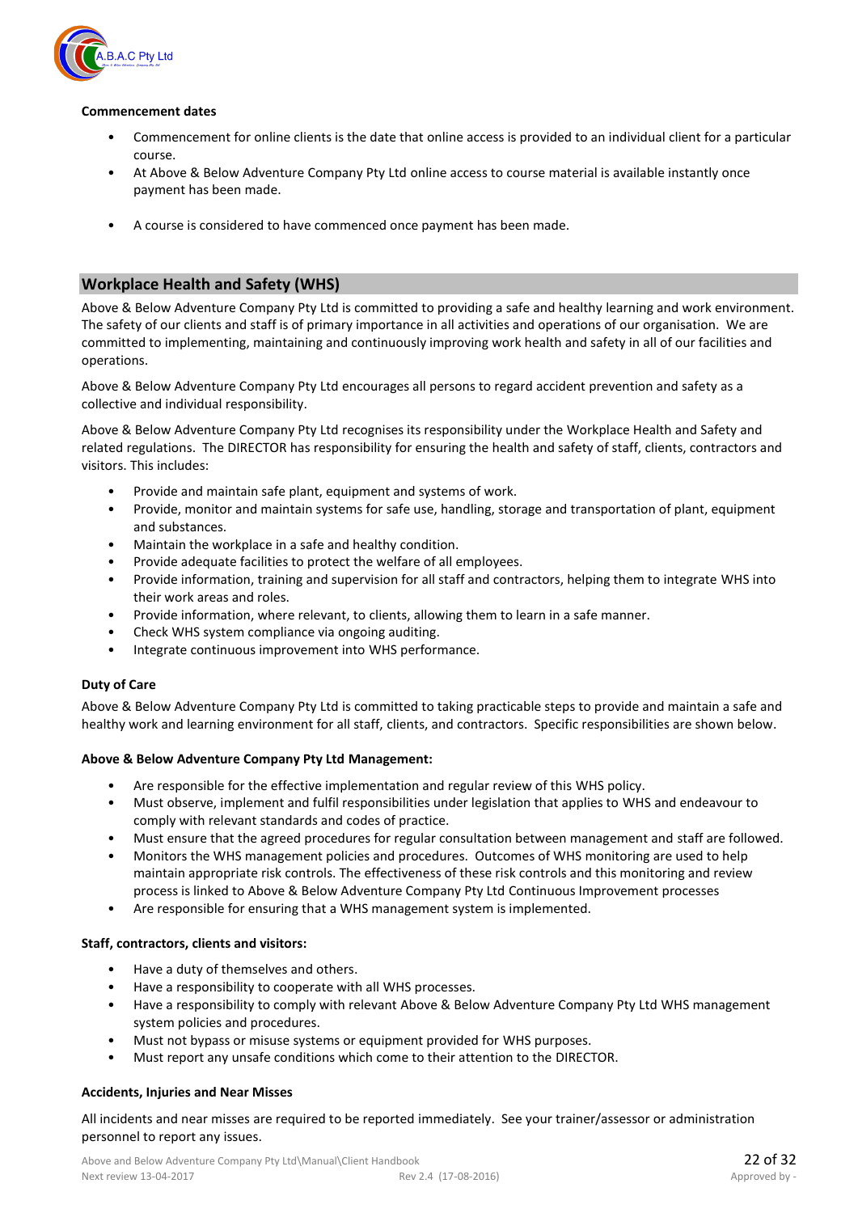**Commencement dates**

- Commencement for online clients is the date that online access is provided to an individual client for a particular course.
- At Above & Below Adventure Company Pty Ltd online access to course material is available instantly once payment has been made.
- A course is considered to have commenced once payment has been made.

## Workplace Health and Safety (WHS)

Above & Below Adventure Company Pty Ltd is committed to providing a safe and healthy learning and work environment. The safety of our clients and staff is of primary importance in all activities and operations of our organisation. We are committed to implementing, maintaining and continuously improving work health and safety in all of our facilities and operations.

Above & Below Adventure Company Pty Ltd encourages all persons to regard accident prevention and safety as a collective and individual responsibility.

Above & Below Adventure Company Pty Ltd recognises its responsibility under the Workplace Health and Safety and related regulations. The DIRECTOR has responsibility for ensuring the health and safety of staff, clients, contractors and visitors. This includes:

- Provide and maintain safe plant, equipment and systems of work.
- Provide, monitor and maintain systems for safe use, handling, storage and transportation of plant, equipment and substances.
- Maintain the workplace in a safe and healthy condition.
- Provide adequate facilities to protect the welfare of all employees.
- Provide information, training and supervision for all staff and contractors, helping them to integrate WHS into their work areas and roles.
- Provide information, where relevant, to clients, allowing them to learn in a safe manner.
- Check WHS system compliance via ongoing auditing.
- Integrate continuous improvement into WHS performance.

**Duty of Care**

Above & Below Adventure Company Pty Ltd is committed to taking practicable steps to provide and maintain a safe and healthy work and learning environment for all staff, clients, and contractors. Specific responsibilities are shown below.

**Above & Below Adventure Company Pty Ltd Management:**

- Are responsible for the effective implementation and regular review of this WHS policy.
- Must observe, implement and fulfil responsibilities under legislation that applies to WHS and endeavour to comply with relevant standards and codes of practice.
- Must ensure that the agreed procedures for regular consultation between management and staff are followed.
- Monitors the WHS management policies and procedures. Outcomes of WHS monitoring are used to help maintain appropriate risk controls. The effectiveness of these risk controls and this monitoring and review process is linked to Above & Below Adventure Company Pty Ltd Continuous Improvement processes
- Are responsible for ensuring that a WHS management system is implemented.

**Staff, contractors, clients and visitors:**

- Have a duty of themselves and others.
- Have a responsibility to cooperate with all WHS processes.
- Have a responsibility to comply with relevant Above & Below Adventure Company Pty Ltd WHS management system policies and procedures.
- Must not bypass or misuse systems or equipment provided for WHS purposes.
- Must report any unsafe conditions which come to their attention to the DIRECTOR.

**Accidents, Injuries and Near Misses**

All incidents and near misses are required to be reported immediately. See your trainer/assessor or administration personnel to report any issues.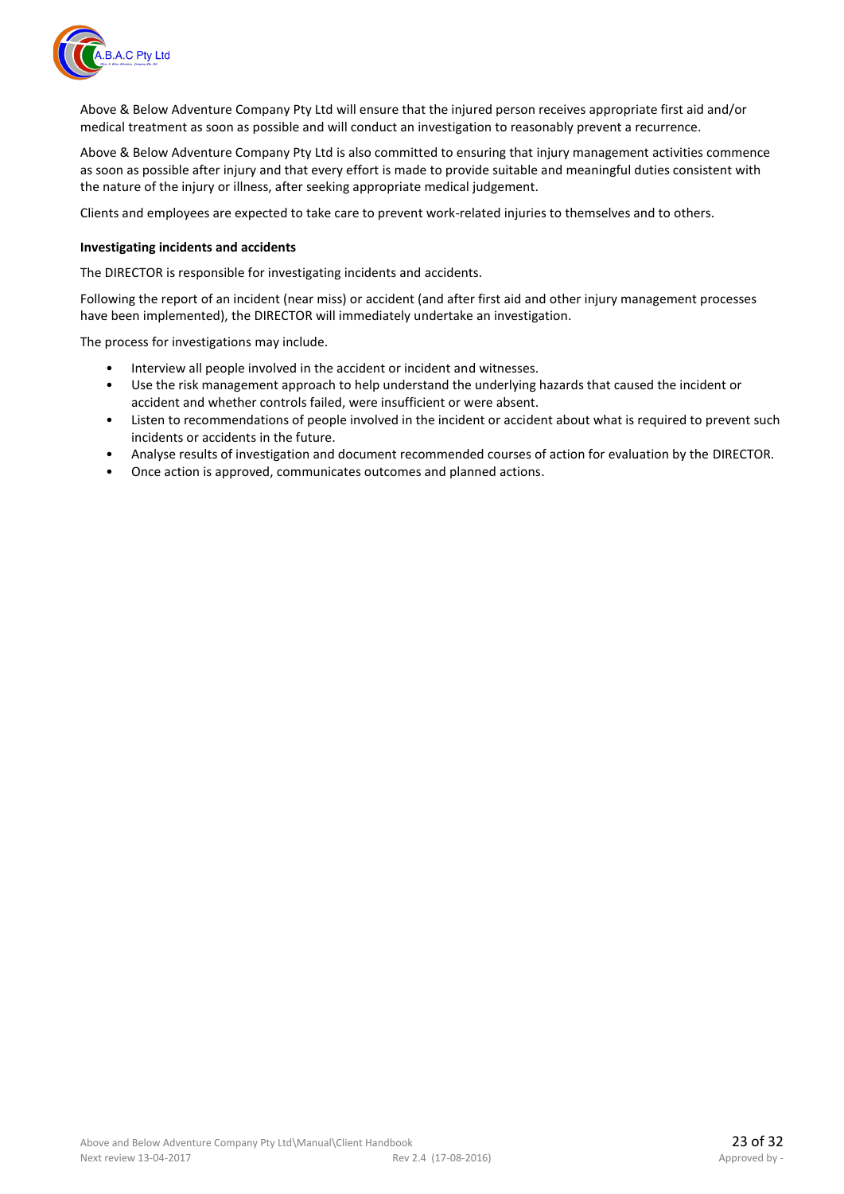Above & Below Adventure Company Pty Ltd will ensure that the injured person receives appropriate first aid and/or medical treatment as soon as possible and will conduct an investigation to reasonably prevent a recurrence.

Above & Below Adventure Company Pty Ltd is also committed to ensuring that injury management activities commence as soon as possible after injury and that every effort is made to provide suitable and meaningful duties consistent with the nature of the injury or illness, after seeking appropriate medical judgement.

Clients and employees are expected to take care to prevent work-related injuries to themselves and to others.

**Investigating incidents and accidents**

The DIRECTOR is responsible for investigating incidents and accidents.

Following the report of an incident (near miss) or accident (and after first aid and other injury management processes have been implemented), the DIRECTOR will immediately undertake an investigation.

The process for investigations may include.

- Interview all people involved in the accident or incident and witnesses.
- Use the risk management approach to help understand the underlying hazards that caused the incident or accident and whether controls failed, were insufficient or were absent.
- Listen to recommendations of people involved in the incident or accident about what is required to prevent such incidents or accidents in the future.
- Analyse results of investigation and document recommended courses of action for evaluation by the DIRECTOR.
- Once action is approved, communicates outcomes and planned actions.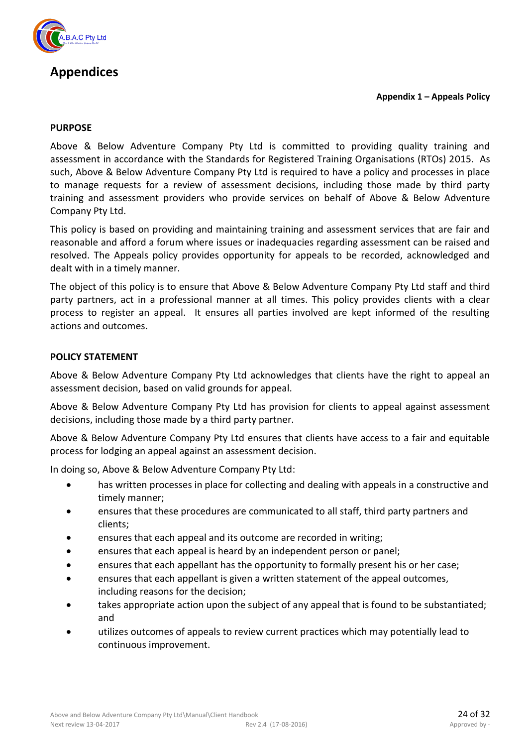# Appendices

**Appendix 1 – Appeals Policy**

**PURPOSE**

Above & Below Adventure Company Pty Ltd is committed to providing quality training and assessment in accordance with the Standards for Registered Training Organisations (RTOs) 2015. As such, Above & Below Adventure Company Pty Ltd is required to have a policy and processes in place to manage requests for a review of assessment decisions, including those made by third party training and assessment providers who provide services on behalf of Above & Below Adventure Company Pty Ltd.

This policy is based on providing and maintaining training and assessment services that are fair and reasonable and afford a forum where issues or inadequacies regarding assessment can be raised and resolved. The Appeals policy provides opportunity for appeals to be recorded, acknowledged and dealt with in a timely manner.

The object of this policy is to ensure that Above & Below Adventure Company Pty Ltd staff and third party partners, act in a professional manner at all times. This policy provides clients with a clear process to register an appeal. It ensures all parties involved are kept informed of the resulting actions and outcomes.

**POLICY STATEMENT**

Above & Below Adventure Company Pty Ltd acknowledges that clients have the right to appeal an assessment decision, based on valid grounds for appeal.

Above & Below Adventure Company Pty Ltd has provision for clients to appeal against assessment decisions, including those made by a third party partner.

Above & Below Adventure Company Pty Ltd ensures that clients have access to a fair and equitable process for lodging an appeal against an assessment decision.

In doing so, Above & Below Adventure Company Pty Ltd:

- has written processes in place for collecting and dealing with appeals in a constructive and timely manner;
- ensures that these procedures are communicated to all staff, third party partners and clients;
- ensures that each appeal and its outcome are recorded in writing;
- ensures that each appeal is heard by an independent person or panel;
- ensures that each appellant has the opportunity to formally present his or her case;
- ensures that each appellant is given a written statement of the appeal outcomes, including reasons for the decision;
- takes appropriate action upon the subject of any appeal that is found to be substantiated; and
- utilizes outcomes of appeals to review current practices which may potentially lead to continuous improvement.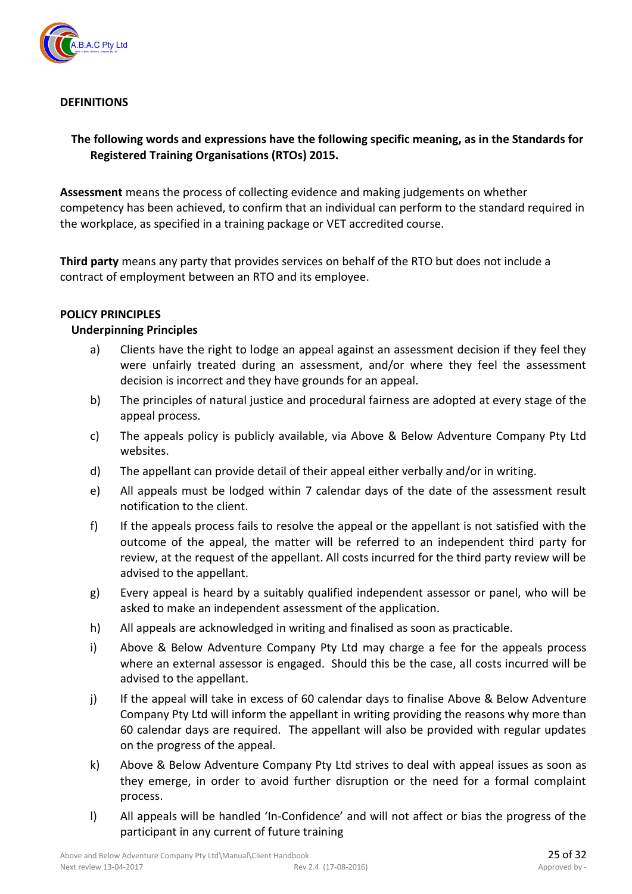## DEFINITIONS

**The following words and expressions have the following specific meaning, as in the Standards for Registered Training Organisations (RTOs) 2015.**

**Assessment** means the process of collecting evidence and making judgements on whether competency has been achieved, to confirm that an individual can perform to the standard required in the workplace, as specified in a training package or VET accredited course.

**Third party** means any party that provides services on behalf of the RTO but does not include a contract of employment between an RTO and its employee.

## POLICY PRINCIPLES

### Underpinning Principles

a) Clients have the right to lodge an appeal against an assessment decision if they feel they were unfairly treated during an assessment, and/or where they feel the assessment decision is incorrect and they have grounds for an appeal.

b) The principles of natural justice and procedural fairness are adopted at every stage of the appeal process.

c) The appeals policy is publicly available, via Above & Below Adventure Company Pty Ltd websites.

d) The appellant can provide detail of their appeal either verbally and/or in writing.

e) All appeals must be lodged within 7 calendar days of the date of the assessment result notification to the client.

f) If the appeals process fails to resolve the appeal or the appellant is not satisfied with the outcome of the appeal, the matter will be referred to an independent third party for review, at the request of the appellant. All costs incurred for the third party review will be advised to the appellant.

g) Every appeal is heard by a suitably qualified independent assessor or panel, who will be asked to make an independent assessment of the application.

h) All appeals are acknowledged in writing and finalised as soon as practicable.

i) Above & Below Adventure Company Pty Ltd may charge a fee for the appeals process where an external assessor is engaged. Should this be the case, all costs incurred will be advised to the appellant.

j) If the appeal will take in excess of 60 calendar days to finalise Above & Below Adventure Company Pty Ltd will inform the appellant in writing providing the reasons why more than 60 calendar days are required. The appellant will also be provided with regular updates on the progress of the appeal.

k) Above & Below Adventure Company Pty Ltd strives to deal with appeal issues as soon as they emerge, in order to avoid further disruption or the need for a formal complaint process.

l) All appeals will be handled 'In-Confidence' and will not affect or bias the progress of the participant in any current of future training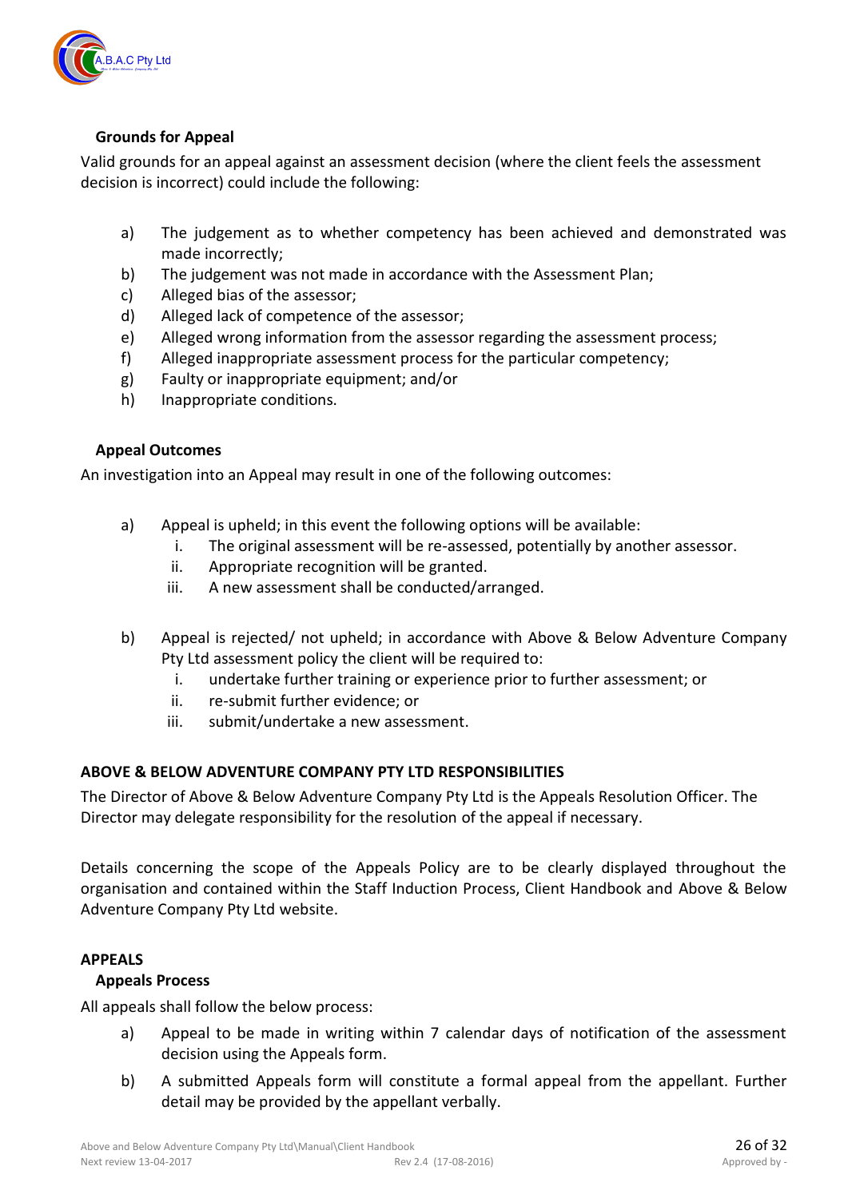### Grounds for Appeal

Valid grounds for an appeal against an assessment decision (where the client feels the assessment decision is incorrect) could include the following:

a) The judgement as to whether competency has been achieved and demonstrated was made incorrectly;
b) The judgement was not made in accordance with the Assessment Plan;
c) Alleged bias of the assessor;
d) Alleged lack of competence of the assessor;
e) Alleged wrong information from the assessor regarding the assessment process;
f) Alleged inappropriate assessment process for the particular competency;
g) Faulty or inappropriate equipment; and/or
h) Inappropriate conditions.

### Appeal Outcomes

An investigation into an Appeal may result in one of the following outcomes:

a) Appeal is upheld; in this event the following options will be available:
   i. The original assessment will be re-assessed, potentially by another assessor.
   ii. Appropriate recognition will be granted.
   iii. A new assessment shall be conducted/arranged.

b) Appeal is rejected/ not upheld; in accordance with Above & Below Adventure Company Pty Ltd assessment policy the client will be required to:
   i. undertake further training or experience prior to further assessment; or
   ii. re-submit further evidence; or
   iii. submit/undertake a new assessment.

## ABOVE & BELOW ADVENTURE COMPANY PTY LTD RESPONSIBILITIES

The Director of Above & Below Adventure Company Pty Ltd is the Appeals Resolution Officer. The Director may delegate responsibility for the resolution of the appeal if necessary.

Details concerning the scope of the Appeals Policy are to be clearly displayed throughout the organisation and contained within the Staff Induction Process, Client Handbook and Above & Below Adventure Company Pty Ltd website.

## APPEALS

### Appeals Process

All appeals shall follow the below process:

a) Appeal to be made in writing within 7 calendar days of notification of the assessment decision using the Appeals form.

b) A submitted Appeals form will constitute a formal appeal from the appellant. Further detail may be provided by the appellant verbally.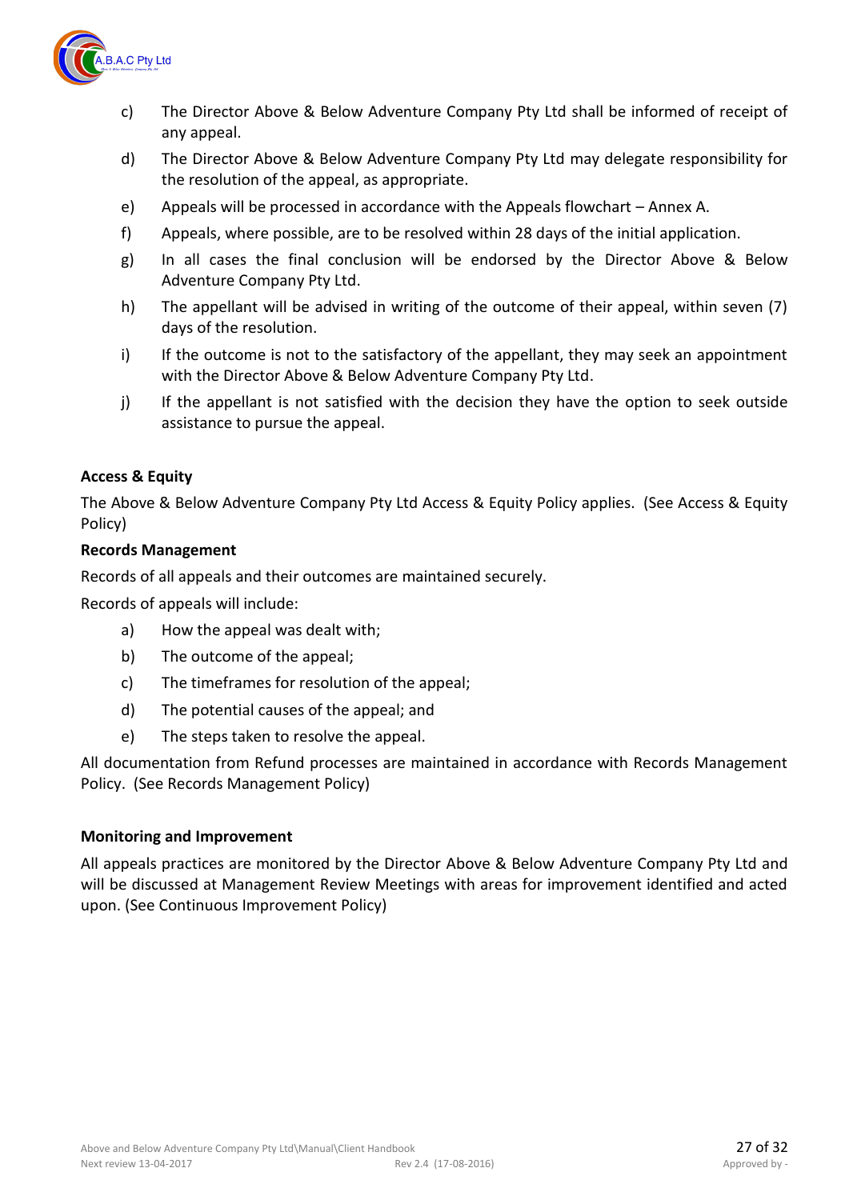c) The Director Above & Below Adventure Company Pty Ltd shall be informed of receipt of any appeal.

d) The Director Above & Below Adventure Company Pty Ltd may delegate responsibility for the resolution of the appeal, as appropriate.

e) Appeals will be processed in accordance with the Appeals flowchart – Annex A.

f) Appeals, where possible, are to be resolved within 28 days of the initial application.

g) In all cases the final conclusion will be endorsed by the Director Above & Below Adventure Company Pty Ltd.

h) The appellant will be advised in writing of the outcome of their appeal, within seven (7) days of the resolution.

i) If the outcome is not to the satisfactory of the appellant, they may seek an appointment with the Director Above & Below Adventure Company Pty Ltd.

j) If the appellant is not satisfied with the decision they have the option to seek outside assistance to pursue the appeal.

**Access & Equity**

The Above & Below Adventure Company Pty Ltd Access & Equity Policy applies. (See Access & Equity Policy)

**Records Management**

Records of all appeals and their outcomes are maintained securely.

Records of appeals will include:

a) How the appeal was dealt with;

b) The outcome of the appeal;

c) The timeframes for resolution of the appeal;

d) The potential causes of the appeal; and

e) The steps taken to resolve the appeal.

All documentation from Refund processes are maintained in accordance with Records Management Policy. (See Records Management Policy)

**Monitoring and Improvement**

All appeals practices are monitored by the Director Above & Below Adventure Company Pty Ltd and will be discussed at Management Review Meetings with areas for improvement identified and acted upon. (See Continuous Improvement Policy)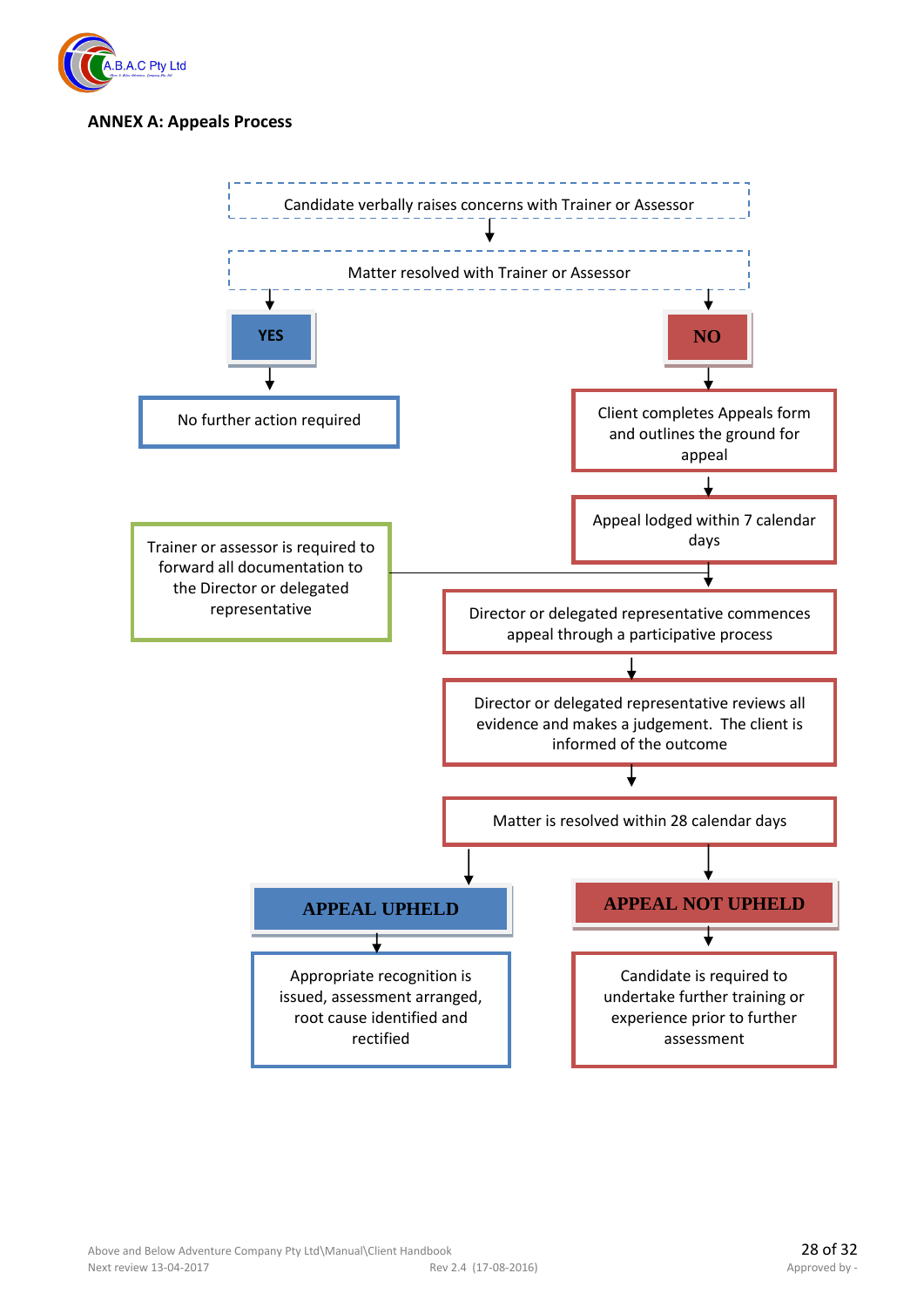**ANNEX A: Appeals Process**

Candidate verbally raises concerns with Trainer or Assessor

Matter resolved with Trainer or Assessor

YES

No further action required

NO

Client completes Appeals form and outlines the ground for appeal

Appeal lodged within 7 calendar days

Trainer or assessor is required to forward all documentation to the Director or delegated representative

Director or delegated representative commences appeal through a participative process

Director or delegated representative reviews all evidence and makes a judgement. The client is informed of the outcome

Matter is resolved within 28 calendar days

APPEAL UPHELD

Appropriate recognition is issued, assessment arranged, root cause identified and rectified

APPEAL NOT UPHELD

Candidate is required to undertake further training or experience prior to further assessment